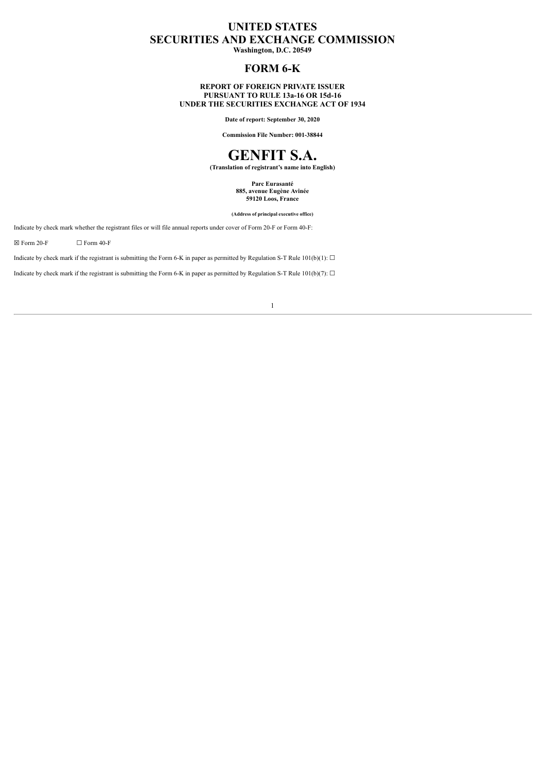# UNITED STATES
# SECURITIES AND EXCHANGE COMMISSION

**Washington, D.C. 20549**

## FORM 6-K

**REPORT OF FOREIGN PRIVATE ISSUER**
**PURSUANT TO RULE 13a-16 OR 15d-16**
**UNDER THE SECURITIES EXCHANGE ACT OF 1934**

**Date of report: September 30, 2020**

**Commission File Number: 001-38844**

# GENFIT S.A.

**(Translation of registrant's name into English)**

**Parc Eurasanté**
**885, avenue Eugène Avinée**
**59120 Loos, France**

**(Address of principal executive office)**

Indicate by check mark whether the registrant files or will file annual reports under cover of Form 20-F or Form 40-F:

☒ Form 20-F ☐ Form 40-F

Indicate by check mark if the registrant is submitting the Form 6-K in paper as permitted by Regulation S-T Rule 101(b)(1): ☐

Indicate by check mark if the registrant is submitting the Form 6-K in paper as permitted by Regulation S-T Rule 101(b)(7): ☐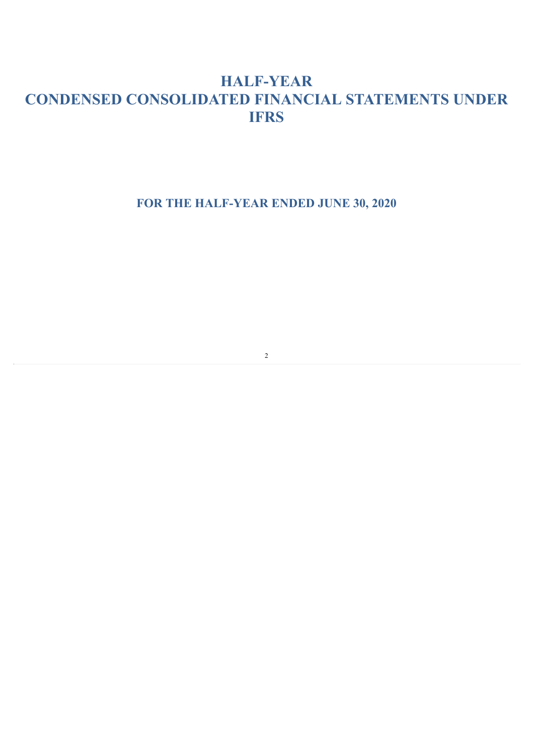# HALF-YEAR
# CONDENSED CONSOLIDATED FINANCIAL STATEMENTS UNDER IFRS

## FOR THE HALF-YEAR ENDED JUNE 30, 2020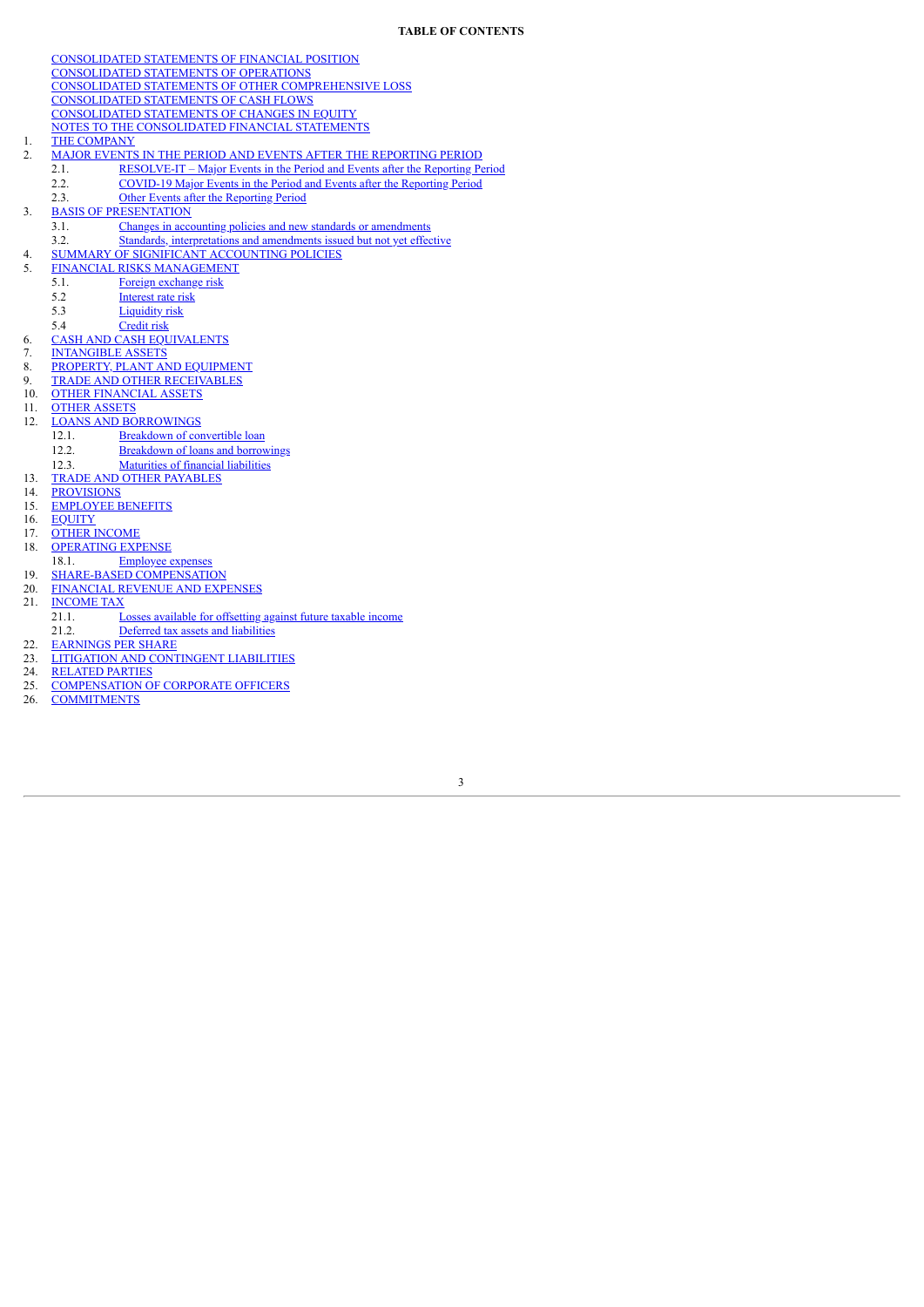**TABLE OF CONTENTS**

CONSOLIDATED STATEMENTS OF FINANCIAL POSITION
CONSOLIDATED STATEMENTS OF OPERATIONS
CONSOLIDATED STATEMENTS OF OTHER COMPREHENSIVE LOSS
CONSOLIDATED STATEMENTS OF CASH FLOWS
CONSOLIDATED STATEMENTS OF CHANGES IN EQUITY
NOTES TO THE CONSOLIDATED FINANCIAL STATEMENTS

1. THE COMPANY
2. MAJOR EVENTS IN THE PERIOD AND EVENTS AFTER THE REPORTING PERIOD
   - 2.1. RESOLVE-IT – Major Events in the Period and Events after the Reporting Period
   - 2.2. COVID-19 Major Events in the Period and Events after the Reporting Period
   - 2.3. Other Events after the Reporting Period
3. BASIS OF PRESENTATION
   - 3.1. Changes in accounting policies and new standards or amendments
   - 3.2. Standards, interpretations and amendments issued but not yet effective
4. SUMMARY OF SIGNIFICANT ACCOUNTING POLICIES
5. FINANCIAL RISKS MANAGEMENT
   - 5.1. Foreign exchange risk
   - 5.2 Interest rate risk
   - 5.3 Liquidity risk
   - 5.4 Credit risk
6. CASH AND CASH EQUIVALENTS
7. INTANGIBLE ASSETS
8. PROPERTY, PLANT AND EQUIPMENT
9. TRADE AND OTHER RECEIVABLES
10. OTHER FINANCIAL ASSETS
11. OTHER ASSETS
12. LOANS AND BORROWINGS
    - 12.1. Breakdown of convertible loan
    - 12.2. Breakdown of loans and borrowings
    - 12.3. Maturities of financial liabilities
13. TRADE AND OTHER PAYABLES
14. PROVISIONS
15. EMPLOYEE BENEFITS
16. EQUITY
17. OTHER INCOME
18. OPERATING EXPENSE
    - 18.1. Employee expenses
19. SHARE-BASED COMPENSATION
20. FINANCIAL REVENUE AND EXPENSES
21. INCOME TAX
    - 21.1. Losses available for offsetting against future taxable income
    - 21.2. Deferred tax assets and liabilities
22. EARNINGS PER SHARE
23. LITIGATION AND CONTINGENT LIABILITIES
24. RELATED PARTIES
25. COMPENSATION OF CORPORATE OFFICERS
26. COMMITMENTS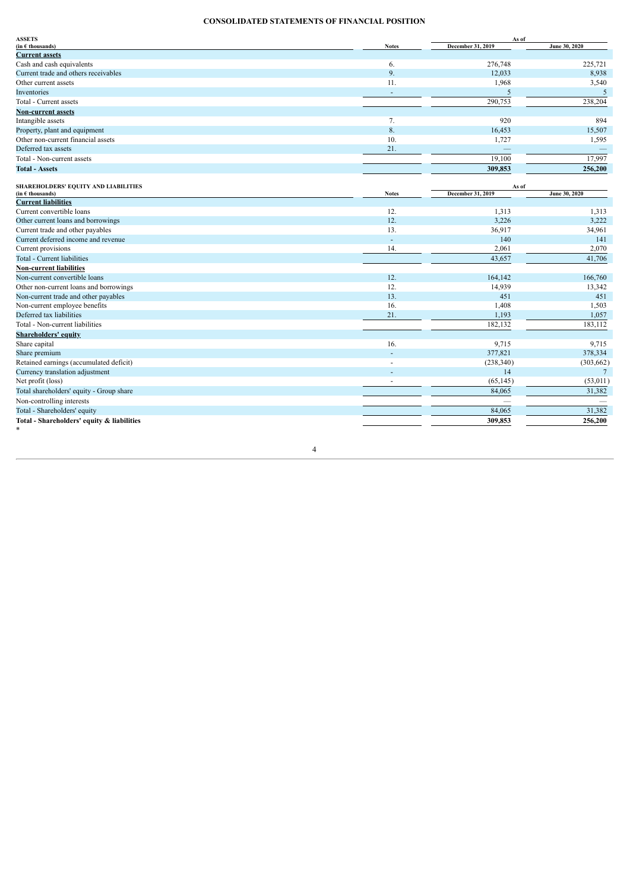# CONSOLIDATED STATEMENTS OF FINANCIAL POSITION

| ASSETS (in € thousands) | Notes | As of December 31, 2019 | June 30, 2020 |
|---|---|---|---|
| **Current assets** | | | |
| Cash and cash equivalents | 6. | 276,748 | 225,721 |
| Current trade and others receivables | 9. | 12,033 | 8,938 |
| Other current assets | 11. | 1,968 | 3,540 |
| Inventories | - | 5 | 5 |
| Total - Current assets | | 290,753 | 238,204 |
| **Non-current assets** | | | |
| Intangible assets | 7. | 920 | 894 |
| Property, plant and equipment | 8. | 16,453 | 15,507 |
| Other non-current financial assets | 10. | 1,727 | 1,595 |
| Deferred tax assets | 21. | — | — |
| Total - Non-current assets | | 19,100 | 17,997 |
| **Total - Assets** | | **309,853** | **256,200** |

| SHAREHOLDERS' EQUITY AND LIABILITIES (in € thousands) | Notes | As of December 31, 2019 | June 30, 2020 |
|---|---|---|---|
| **Current liabilities** | | | |
| Current convertible loans | 12. | 1,313 | 1,313 |
| Other current loans and borrowings | 12. | 3,226 | 3,222 |
| Current trade and other payables | 13. | 36,917 | 34,961 |
| Current deferred income and revenue | - | 140 | 141 |
| Current provisions | 14. | 2,061 | 2,070 |
| Total - Current liabilities | | 43,657 | 41,706 |
| **Non-current liabilities** | | | |
| Non-current convertible loans | 12. | 164,142 | 166,760 |
| Other non-current loans and borrowings | 12. | 14,939 | 13,342 |
| Non-current trade and other payables | 13. | 451 | 451 |
| Non-current employee benefits | 16. | 1,408 | 1,503 |
| Deferred tax liabilities | 21. | 1,193 | 1,057 |
| Total - Non-current liabilities | | 182,132 | 183,112 |
| **Shareholders' equity** | | | |
| Share capital | 16. | 9,715 | 9,715 |
| Share premium | - | 377,821 | 378,334 |
| Retained earnings (accumulated deficit) | - | (238,340) | (303,662) |
| Currency translation adjustment | - | 14 | 7 |
| Net profit (loss) | - | (65,145) | (53,011) |
| Total shareholders' equity - Group share | | 84,065 | 31,382 |
| Non-controlling interests | | — | — |
| Total - Shareholders' equity | | 84,065 | 31,382 |
| **Total - Shareholders' equity & liabilities** | | **309,853** | **256,200** |

*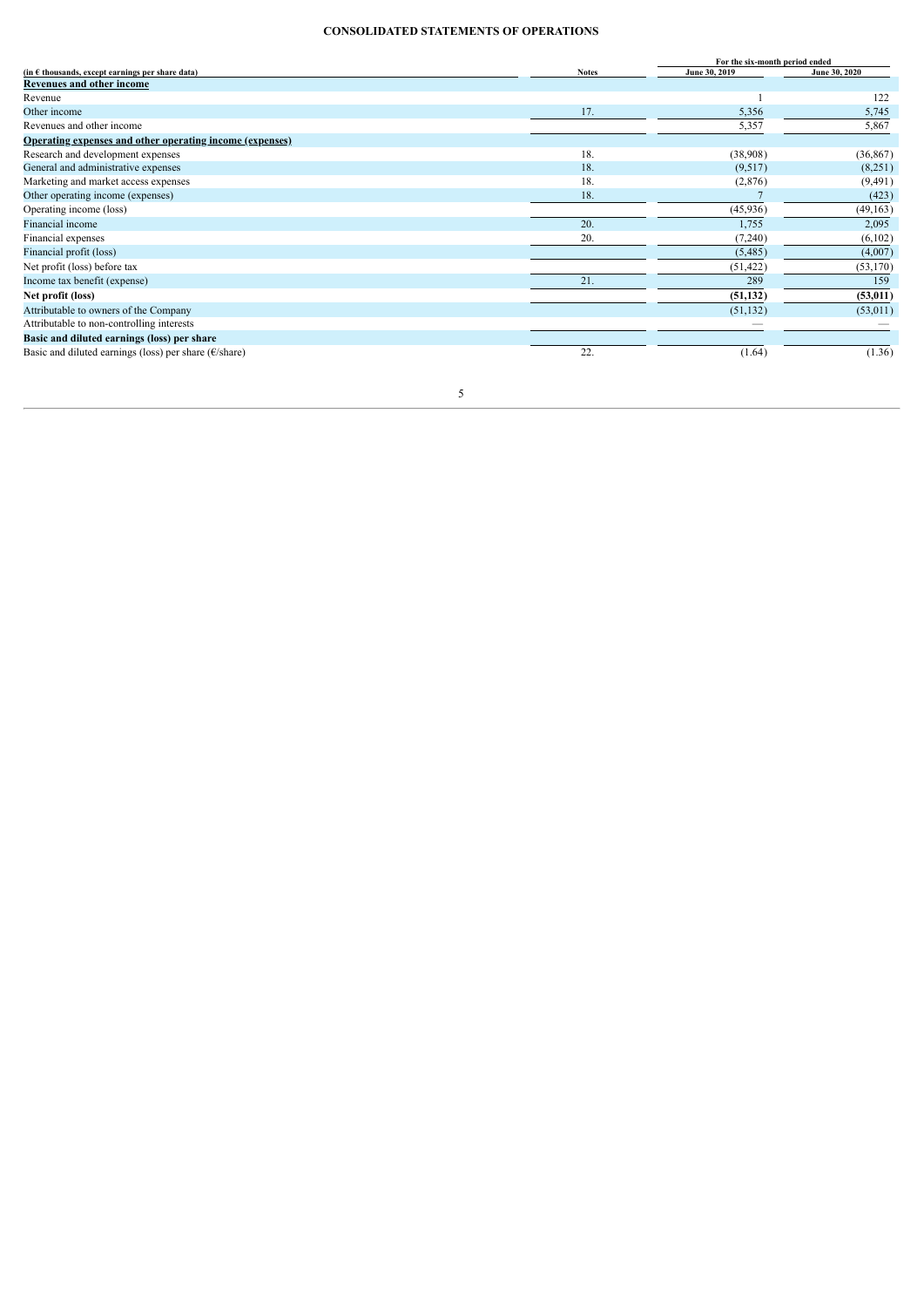## CONSOLIDATED STATEMENTS OF OPERATIONS

| (in € thousands, except earnings per share data) | Notes | For the six-month period ended June 30, 2019 | June 30, 2020 |
|---|---|---|---|
| **Revenues and other income** | | | |
| Revenue | | 1 | 122 |
| Other income | 17. | 5,356 | 5,745 |
| Revenues and other income | | 5,357 | 5,867 |
| **Operating expenses and other operating income (expenses)** | | | |
| Research and development expenses | 18. | (38,908) | (36,867) |
| General and administrative expenses | 18. | (9,517) | (8,251) |
| Marketing and market access expenses | 18. | (2,876) | (9,491) |
| Other operating income (expenses) | 18. | 7 | (423) |
| Operating income (loss) | | (45,936) | (49,163) |
| Financial income | 20. | 1,755 | 2,095 |
| Financial expenses | 20. | (7,240) | (6,102) |
| Financial profit (loss) | | (5,485) | (4,007) |
| Net profit (loss) before tax | | (51,422) | (53,170) |
| Income tax benefit (expense) | 21. | 289 | 159 |
| **Net profit (loss)** | | **(51,132)** | **(53,011)** |
| Attributable to owners of the Company | | (51,132) | (53,011) |
| Attributable to non-controlling interests | | — | — |
| **Basic and diluted earnings (loss) per share** | | | |
| Basic and diluted earnings (loss) per share (€/share) | 22. | (1.64) | (1.36) |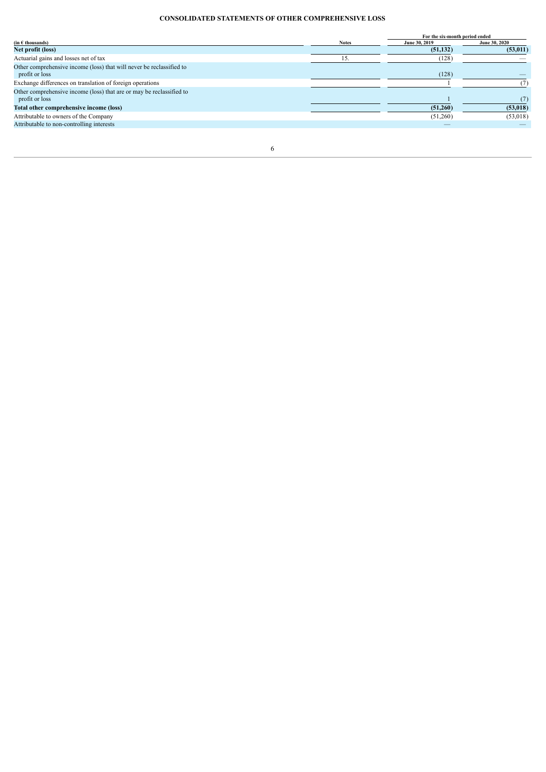## CONSOLIDATED STATEMENTS OF OTHER COMPREHENSIVE LOSS

| (in € thousands) | Notes | For the six-month period ended June 30, 2019 | For the six-month period ended June 30, 2020 |
|---|---|---|---|
| **Net profit (loss)** | | **(51,132)** | **(53,011)** |
| Actuarial gains and losses net of tax | 15. | (128) | — |
| Other comprehensive income (loss) that will never be reclassified to profit or loss | | (128) | — |
| Exchange differences on translation of foreign operations | | 1 | (7) |
| Other comprehensive income (loss) that are or may be reclassified to profit or loss | | 1 | (7) |
| **Total other comprehensive income (loss)** | | **(51,260)** | **(53,018)** |
| Attributable to owners of the Company | | (51,260) | (53,018) |
| Attributable to non-controlling interests | | — | — |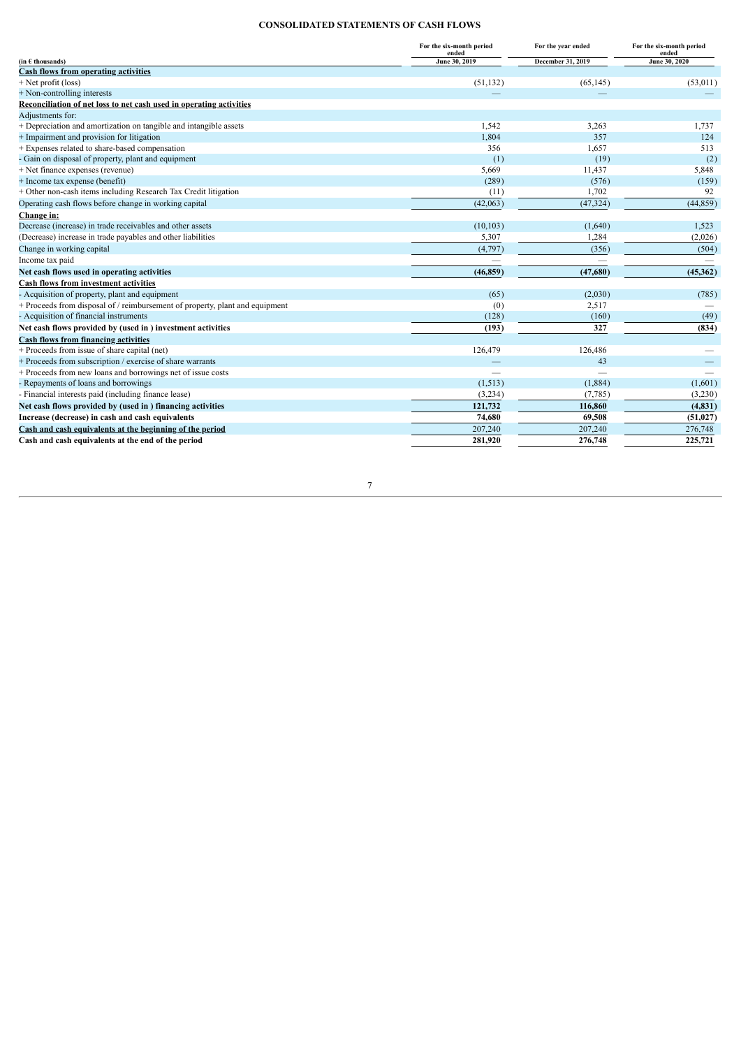## CONSOLIDATED STATEMENTS OF CASH FLOWS

| (in € thousands) | For the six-month period ended June 30, 2019 | For the year ended December 31, 2019 | For the six-month period ended June 30, 2020 |
|---|---|---|---|
| **Cash flows from operating activities** | | | |
| + Net profit (loss) | (51,132) | (65,145) | (53,011) |
| + Non-controlling interests | — | — | — |
| **Reconciliation of net loss to net cash used in operating activities** | | | |
| Adjustments for: | | | |
| + Depreciation and amortization on tangible and intangible assets | 1,542 | 3,263 | 1,737 |
| + Impairment and provision for litigation | 1,804 | 357 | 124 |
| + Expenses related to share-based compensation | 356 | 1,657 | 513 |
| - Gain on disposal of property, plant and equipment | (1) | (19) | (2) |
| + Net finance expenses (revenue) | 5,669 | 11,437 | 5,848 |
| + Income tax expense (benefit) | (289) | (576) | (159) |
| + Other non-cash items including Research Tax Credit litigation | (11) | 1,702 | 92 |
| Operating cash flows before change in working capital | (42,063) | (47,324) | (44,859) |
| **Change in:** | | | |
| Decrease (increase) in trade receivables and other assets | (10,103) | (1,640) | 1,523 |
| (Decrease) increase in trade payables and other liabilities | 5,307 | 1,284 | (2,026) |
| Change in working capital | (4,797) | (356) | (504) |
| Income tax paid | — | — | — |
| **Net cash flows used in operating activities** | **(46,859)** | **(47,680)** | **(45,362)** |
| **Cash flows from investment activities** | | | |
| - Acquisition of property, plant and equipment | (65) | (2,030) | (785) |
| + Proceeds from disposal of / reimbursement of property, plant and equipment | (0) | 2,517 | — |
| - Acquisition of financial instruments | (128) | (160) | (49) |
| **Net cash flows provided by (used in ) investment activities** | **(193)** | **327** | **(834)** |
| **Cash flows from financing activities** | | | |
| + Proceeds from issue of share capital (net) | 126,479 | 126,486 | — |
| + Proceeds from subscription / exercise of share warrants | — | 43 | — |
| + Proceeds from new loans and borrowings net of issue costs | — | — | — |
| - Repayments of loans and borrowings | (1,513) | (1,884) | (1,601) |
| - Financial interests paid (including finance lease) | (3,234) | (7,785) | (3,230) |
| **Net cash flows provided by (used in ) financing activities** | **121,732** | **116,860** | **(4,831)** |
| **Increase (decrease) in cash and cash equivalents** | **74,680** | **69,508** | **(51,027)** |
| **Cash and cash equivalents at the beginning of the period** | 207,240 | 207,240 | 276,748 |
| **Cash and cash equivalents at the end of the period** | **281,920** | **276,748** | **225,721** |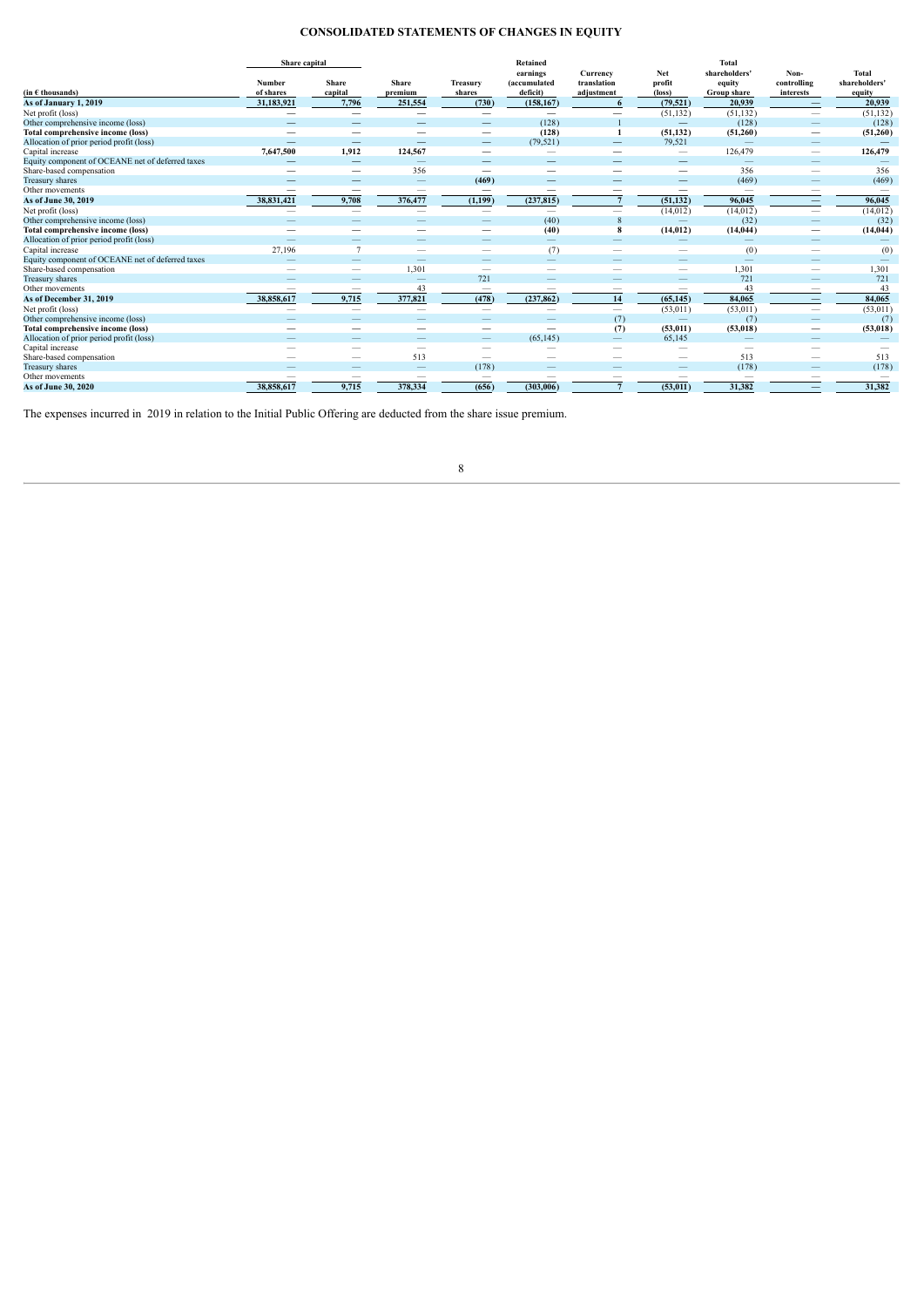## CONSOLIDATED STATEMENTS OF CHANGES IN EQUITY

| (in € thousands) | Share capital | | Share premium | Treasury shares | Retained earnings (accumulated deficit) | Currency translation adjustment | Net profit (loss) | Total shareholders' equity Group share | Non-controlling interests | Total shareholders' equity |
|---|---|---|---|---|---|---|---|---|---|---|
| | Number of shares | Share capital | | | | | | | | |
| **As of January 1, 2019** | **31,183,921** | **7,796** | **251,554** | **(730)** | **(158,167)** | **6** | **(79,521)** | **20,939** | **—** | **20,939** |
| Net profit (loss) | — | — | — | — | — | — | (51,132) | (51,132) | — | (51,132) |
| Other comprehensive income (loss) | — | — | — | — | (128) | 1 | — | (128) | — | (128) |
| **Total comprehensive income (loss)** | — | — | — | — | **(128)** | **1** | **(51,132)** | **(51,260)** | — | **(51,260)** |
| Allocation of prior period profit (loss) | — | — | — | — | (79,521) | — | 79,521 | — | — | — |
| Capital increase | **7,647,500** | **1,912** | **124,567** | — | — | — | — | 126,479 | — | **126,479** |
| Equity component of OCEANE net of deferred taxes | — | — | — | — | — | — | — | — | — | — |
| Share-based compensation | — | — | 356 | — | — | — | — | 356 | — | 356 |
| Treasury shares | — | — | — | **(469)** | — | — | — | (469) | — | (469) |
| Other movements | — | — | — | — | — | — | — | — | — | — |
| **As of June 30, 2019** | **38,831,421** | **9,708** | **376,477** | **(1,199)** | **(237,815)** | **7** | **(51,132)** | **96,045** | **—** | **96,045** |
| Net profit (loss) | — | — | — | — | — | — | (14,012) | (14,012) | — | (14,012) |
| Other comprehensive income (loss) | — | — | — | — | (40) | 8 | — | (32) | — | (32) |
| **Total comprehensive income (loss)** | — | — | — | — | **(40)** | **8** | **(14,012)** | **(14,044)** | — | **(14,044)** |
| Allocation of prior period profit (loss) | — | — | — | — | — | — | — | — | — | — |
| Capital increase | 27,196 | 7 | — | — | (7) | — | — | (0) | — | (0) |
| Equity component of OCEANE net of deferred taxes | — | — | — | — | — | — | — | — | — | — |
| Share-based compensation | — | — | 1,301 | — | — | — | — | 1,301 | — | 1,301 |
| Treasury shares | — | — | — | 721 | — | — | — | 721 | — | 721 |
| Other movements | — | — | 43 | — | — | — | — | 43 | — | 43 |
| **As of December 31, 2019** | **38,858,617** | **9,715** | **377,821** | **(478)** | **(237,862)** | **14** | **(65,145)** | **84,065** | **—** | **84,065** |
| Net profit (loss) | — | — | — | — | — | — | (53,011) | (53,011) | — | (53,011) |
| Other comprehensive income (loss) | — | — | — | — | — | (7) | — | (7) | — | (7) |
| **Total comprehensive income (loss)** | — | — | — | — | — | **(7)** | **(53,011)** | **(53,018)** | — | **(53,018)** |
| Allocation of prior period profit (loss) | — | — | — | — | (65,145) | — | 65,145 | — | — | — |
| Capital increase | — | — | — | — | — | — | — | — | — | — |
| Share-based compensation | — | — | 513 | — | — | — | — | 513 | — | 513 |
| Treasury shares | — | — | — | (178) | — | — | — | (178) | — | (178) |
| Other movements | — | — | — | — | — | — | — | — | — | — |
| **As of June 30, 2020** | **38,858,617** | **9,715** | **378,334** | **(656)** | **(303,006)** | **7** | **(53,011)** | **31,382** | **—** | **31,382** |

The expenses incurred in 2019 in relation to the Initial Public Offering are deducted from the share issue premium.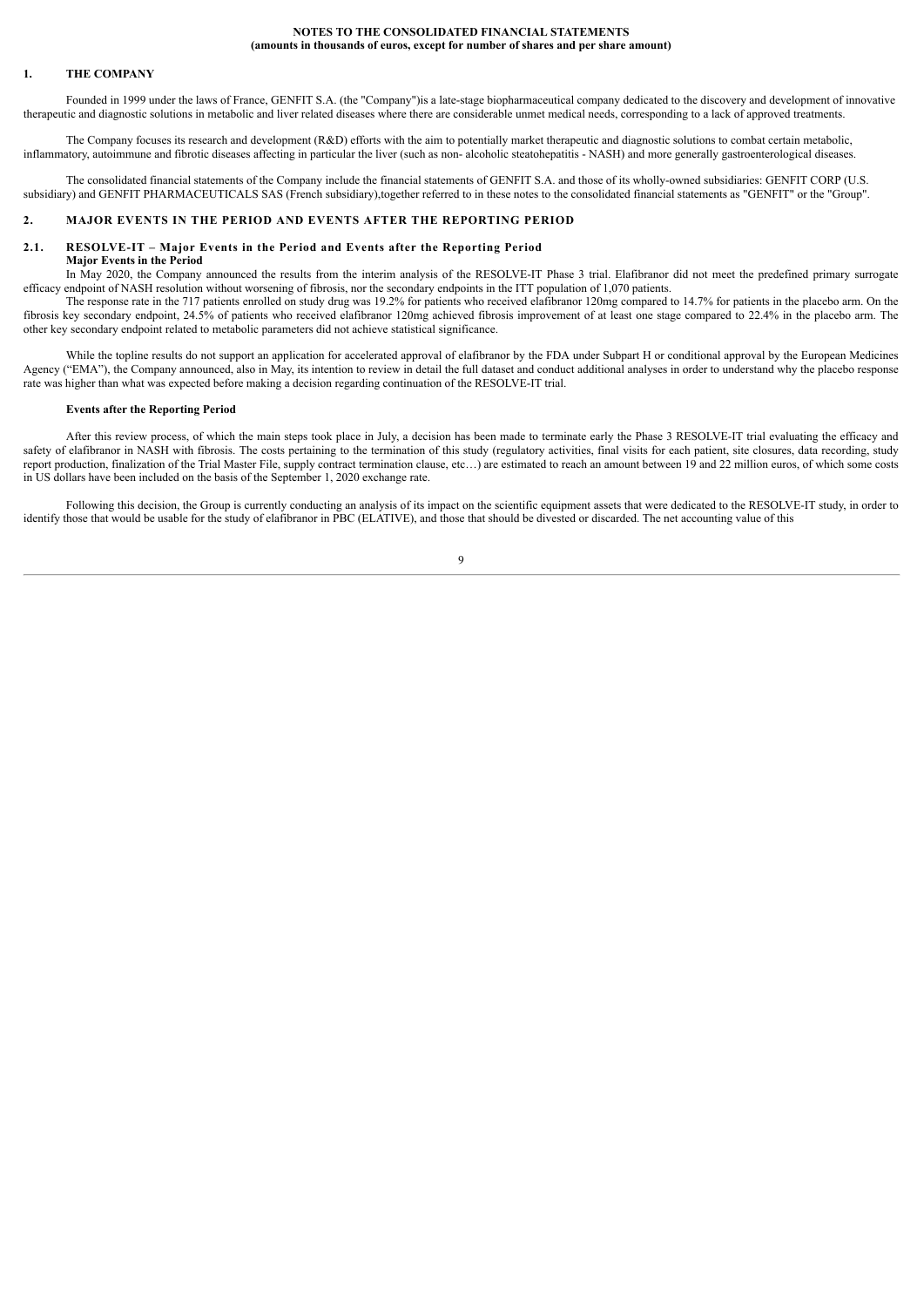**NOTES TO THE CONSOLIDATED FINANCIAL STATEMENTS**
**(amounts in thousands of euros, except for number of shares and per share amount)**

## 1. THE COMPANY

Founded in 1999 under the laws of France, GENFIT S.A. (the "Company")is a late-stage biopharmaceutical company dedicated to the discovery and development of innovative therapeutic and diagnostic solutions in metabolic and liver related diseases where there are considerable unmet medical needs, corresponding to a lack of approved treatments.

The Company focuses its research and development (R&D) efforts with the aim to potentially market therapeutic and diagnostic solutions to combat certain metabolic, inflammatory, autoimmune and fibrotic diseases affecting in particular the liver (such as non- alcoholic steatohepatitis - NASH) and more generally gastroenterological diseases.

The consolidated financial statements of the Company include the financial statements of GENFIT S.A. and those of its wholly-owned subsidiaries: GENFIT CORP (U.S. subsidiary) and GENFIT PHARMACEUTICALS SAS (French subsidiary),together referred to in these notes to the consolidated financial statements as "GENFIT" or the "Group".

## 2. MAJOR EVENTS IN THE PERIOD AND EVENTS AFTER THE REPORTING PERIOD

### 2.1. RESOLVE-IT – Major Events in the Period and Events after the Reporting Period

**Major Events in the Period**

In May 2020, the Company announced the results from the interim analysis of the RESOLVE-IT Phase 3 trial. Elafibranor did not meet the predefined primary surrogate efficacy endpoint of NASH resolution without worsening of fibrosis, nor the secondary endpoints in the ITT population of 1,070 patients.

The response rate in the 717 patients enrolled on study drug was 19.2% for patients who received elafibranor 120mg compared to 14.7% for patients in the placebo arm. On the fibrosis key secondary endpoint, 24.5% of patients who received elafibranor 120mg achieved fibrosis improvement of at least one stage compared to 22.4% in the placebo arm. The other key secondary endpoint related to metabolic parameters did not achieve statistical significance.

While the topline results do not support an application for accelerated approval of elafibranor by the FDA under Subpart H or conditional approval by the European Medicines Agency ("EMA"), the Company announced, also in May, its intention to review in detail the full dataset and conduct additional analyses in order to understand why the placebo response rate was higher than what was expected before making a decision regarding continuation of the RESOLVE-IT trial.

**Events after the Reporting Period**

After this review process, of which the main steps took place in July, a decision has been made to terminate early the Phase 3 RESOLVE-IT trial evaluating the efficacy and safety of elafibranor in NASH with fibrosis. The costs pertaining to the termination of this study (regulatory activities, final visits for each patient, site closures, data recording, study report production, finalization of the Trial Master File, supply contract termination clause, etc…) are estimated to reach an amount between 19 and 22 million euros, of which some costs in US dollars have been included on the basis of the September 1, 2020 exchange rate.

Following this decision, the Group is currently conducting an analysis of its impact on the scientific equipment assets that were dedicated to the RESOLVE-IT study, in order to identify those that would be usable for the study of elafibranor in PBC (ELATIVE), and those that should be divested or discarded. The net accounting value of this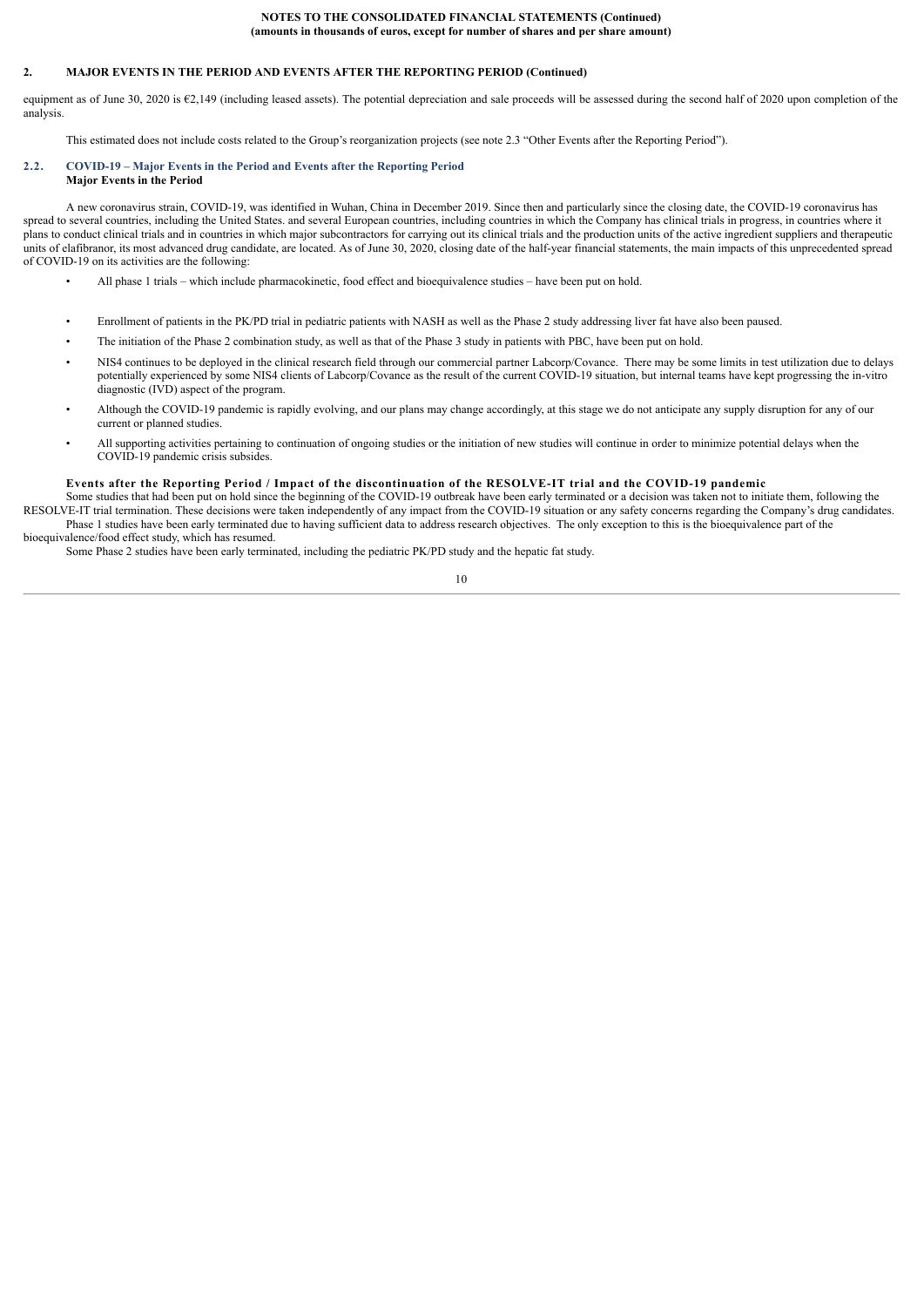equipment as of June 30, 2020 is €2,149 (including leased assets). The potential depreciation and sale proceeds will be assessed during the second half of 2020 upon completion of the analysis.

This estimated does not include costs related to the Group's reorganization projects (see note 2.3 "Other Events after the Reporting Period").

### 2.2. COVID-19 – Major Events in the Period and Events after the Reporting Period

**Major Events in the Period**

A new coronavirus strain, COVID-19, was identified in Wuhan, China in December 2019. Since then and particularly since the closing date, the COVID-19 coronavirus has spread to several countries, including the United States. and several European countries, including countries in which the Company has clinical trials in progress, in countries where it plans to conduct clinical trials and in countries in which major subcontractors for carrying out its clinical trials and the production units of the active ingredient suppliers and therapeutic units of elafibranor, its most advanced drug candidate, are located. As of June 30, 2020, closing date of the half-year financial statements, the main impacts of this unprecedented spread of COVID-19 on its activities are the following:

- All phase 1 trials – which include pharmacokinetic, food effect and bioequivalence studies – have been put on hold.
- Enrollment of patients in the PK/PD trial in pediatric patients with NASH as well as the Phase 2 study addressing liver fat have also been paused.
- The initiation of the Phase 2 combination study, as well as that of the Phase 3 study in patients with PBC, have been put on hold.
- NIS4 continues to be deployed in the clinical research field through our commercial partner Labcorp/Covance. There may be some limits in test utilization due to delays potentially experienced by some NIS4 clients of Labcorp/Covance as the result of the current COVID-19 situation, but internal teams have kept progressing the in-vitro diagnostic (IVD) aspect of the program.
- Although the COVID-19 pandemic is rapidly evolving, and our plans may change accordingly, at this stage we do not anticipate any supply disruption for any of our current or planned studies.
- All supporting activities pertaining to continuation of ongoing studies or the initiation of new studies will continue in order to minimize potential delays when the COVID-19 pandemic crisis subsides.

**Events after the Reporting Period / Impact of the discontinuation of the RESOLVE-IT trial and the COVID-19 pandemic**

Some studies that had been put on hold since the beginning of the COVID-19 outbreak have been early terminated or a decision was taken not to initiate them, following the RESOLVE-IT trial termination. These decisions were taken independently of any impact from the COVID-19 situation or any safety concerns regarding the Company's drug candidates.

Phase 1 studies have been early terminated due to having sufficient data to address research objectives. The only exception to this is the bioequivalence part of the bioequivalence/food effect study, which has resumed.

Some Phase 2 studies have been early terminated, including the pediatric PK/PD study and the hepatic fat study.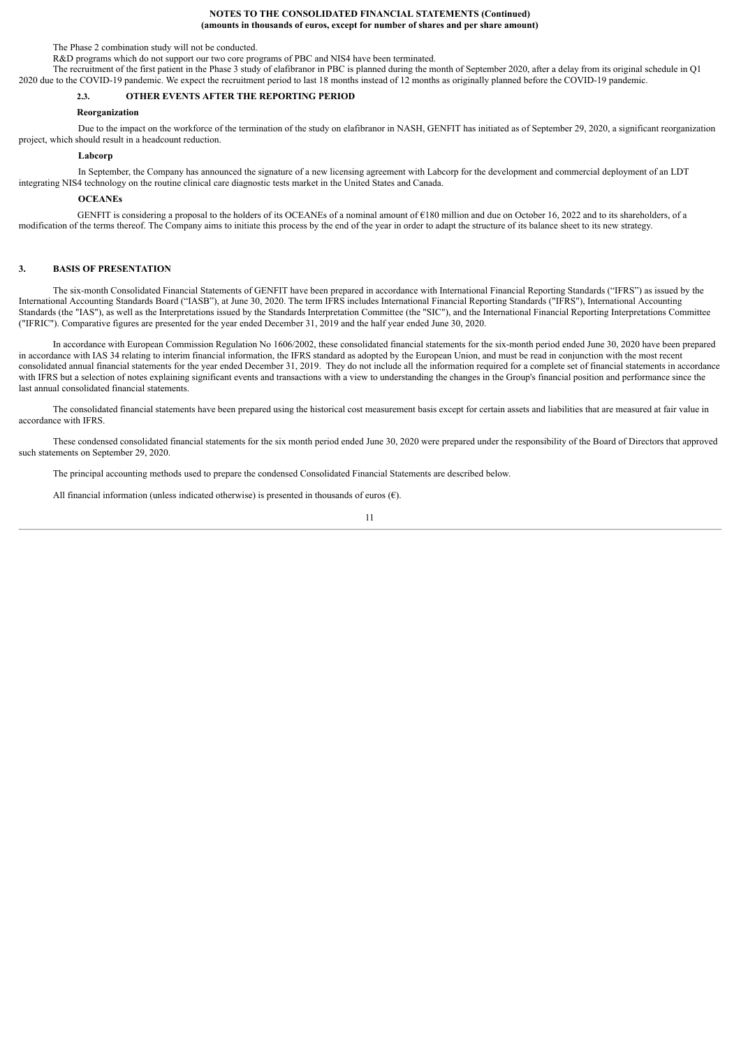The Phase 2 combination study will not be conducted.

R&D programs which do not support our two core programs of PBC and NIS4 have been terminated.

The recruitment of the first patient in the Phase 3 study of elafibranor in PBC is planned during the month of September 2020, after a delay from its original schedule in Q1 2020 due to the COVID-19 pandemic. We expect the recruitment period to last 18 months instead of 12 months as originally planned before the COVID-19 pandemic.

### 2.3. OTHER EVENTS AFTER THE REPORTING PERIOD

**Reorganization**

Due to the impact on the workforce of the termination of the study on elafibranor in NASH, GENFIT has initiated as of September 29, 2020, a significant reorganization project, which should result in a headcount reduction.

**Labcorp**

In September, the Company has announced the signature of a new licensing agreement with Labcorp for the development and commercial deployment of an LDT integrating NIS4 technology on the routine clinical care diagnostic tests market in the United States and Canada.

**OCEANEs**

GENFIT is considering a proposal to the holders of its OCEANEs of a nominal amount of €180 million and due on October 16, 2022 and to its shareholders, of a modification of the terms thereof. The Company aims to initiate this process by the end of the year in order to adapt the structure of its balance sheet to its new strategy.

## 3. BASIS OF PRESENTATION

The six-month Consolidated Financial Statements of GENFIT have been prepared in accordance with International Financial Reporting Standards ("IFRS") as issued by the International Accounting Standards Board ("IASB"), at June 30, 2020. The term IFRS includes International Financial Reporting Standards ("IFRS"), International Accounting Standards (the "IAS"), as well as the Interpretations issued by the Standards Interpretation Committee (the "SIC"), and the International Financial Reporting Interpretations Committee ("IFRIC"). Comparative figures are presented for the year ended December 31, 2019 and the half year ended June 30, 2020.

In accordance with European Commission Regulation No 1606/2002, these consolidated financial statements for the six-month period ended June 30, 2020 have been prepared in accordance with IAS 34 relating to interim financial information, the IFRS standard as adopted by the European Union, and must be read in conjunction with the most recent consolidated annual financial statements for the year ended December 31, 2019. They do not include all the information required for a complete set of financial statements in accordance with IFRS but a selection of notes explaining significant events and transactions with a view to understanding the changes in the Group's financial position and performance since the last annual consolidated financial statements.

The consolidated financial statements have been prepared using the historical cost measurement basis except for certain assets and liabilities that are measured at fair value in accordance with IFRS.

These condensed consolidated financial statements for the six month period ended June 30, 2020 were prepared under the responsibility of the Board of Directors that approved such statements on September 29, 2020.

The principal accounting methods used to prepare the condensed Consolidated Financial Statements are described below.

All financial information (unless indicated otherwise) is presented in thousands of euros (€).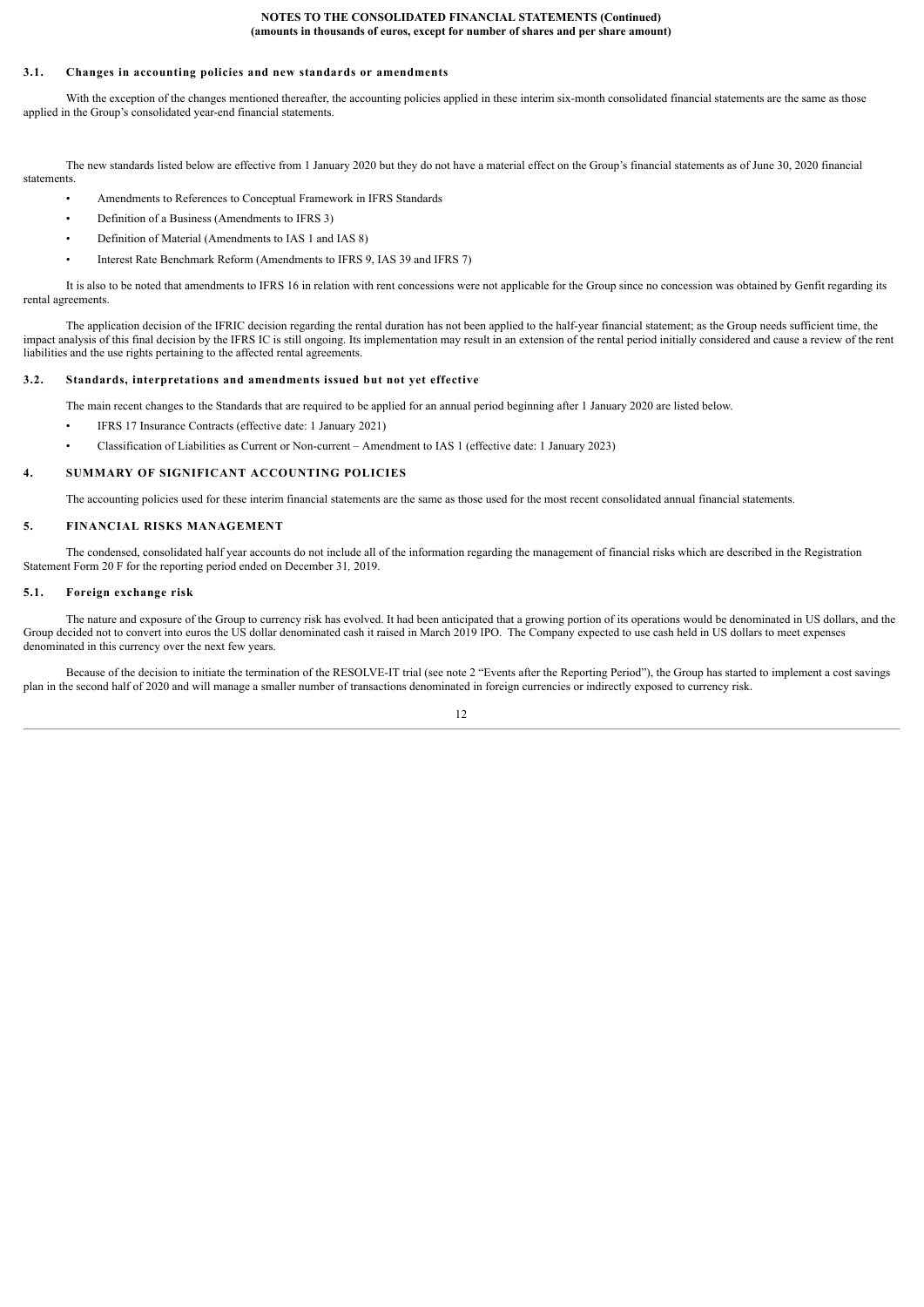### 3.1. Changes in accounting policies and new standards or amendments

With the exception of the changes mentioned thereafter, the accounting policies applied in these interim six-month consolidated financial statements are the same as those applied in the Group's consolidated year-end financial statements.

The new standards listed below are effective from 1 January 2020 but they do not have a material effect on the Group's financial statements as of June 30, 2020 financial statements.

- Amendments to References to Conceptual Framework in IFRS Standards
- Definition of a Business (Amendments to IFRS 3)
- Definition of Material (Amendments to IAS 1 and IAS 8)
- Interest Rate Benchmark Reform (Amendments to IFRS 9, IAS 39 and IFRS 7)

It is also to be noted that amendments to IFRS 16 in relation with rent concessions were not applicable for the Group since no concession was obtained by Genfit regarding its rental agreements.

The application decision of the IFRIC decision regarding the rental duration has not been applied to the half-year financial statement; as the Group needs sufficient time, the impact analysis of this final decision by the IFRS IC is still ongoing. Its implementation may result in an extension of the rental period initially considered and cause a review of the rent liabilities and the use rights pertaining to the affected rental agreements.

### 3.2. Standards, interpretations and amendments issued but not yet effective

The main recent changes to the Standards that are required to be applied for an annual period beginning after 1 January 2020 are listed below.

- IFRS 17 Insurance Contracts (effective date: 1 January 2021)
- Classification of Liabilities as Current or Non-current – Amendment to IAS 1 (effective date: 1 January 2023)

## 4. SUMMARY OF SIGNIFICANT ACCOUNTING POLICIES

The accounting policies used for these interim financial statements are the same as those used for the most recent consolidated annual financial statements.

## 5. FINANCIAL RISKS MANAGEMENT

The condensed, consolidated half year accounts do not include all of the information regarding the management of financial risks which are described in the Registration Statement Form 20 F for the reporting period ended on December 31, 2019.

### 5.1. Foreign exchange risk

The nature and exposure of the Group to currency risk has evolved. It had been anticipated that a growing portion of its operations would be denominated in US dollars, and the Group decided not to convert into euros the US dollar denominated cash it raised in March 2019 IPO. The Company expected to use cash held in US dollars to meet expenses denominated in this currency over the next few years.

Because of the decision to initiate the termination of the RESOLVE-IT trial (see note 2 "Events after the Reporting Period"), the Group has started to implement a cost savings plan in the second half of 2020 and will manage a smaller number of transactions denominated in foreign currencies or indirectly exposed to currency risk.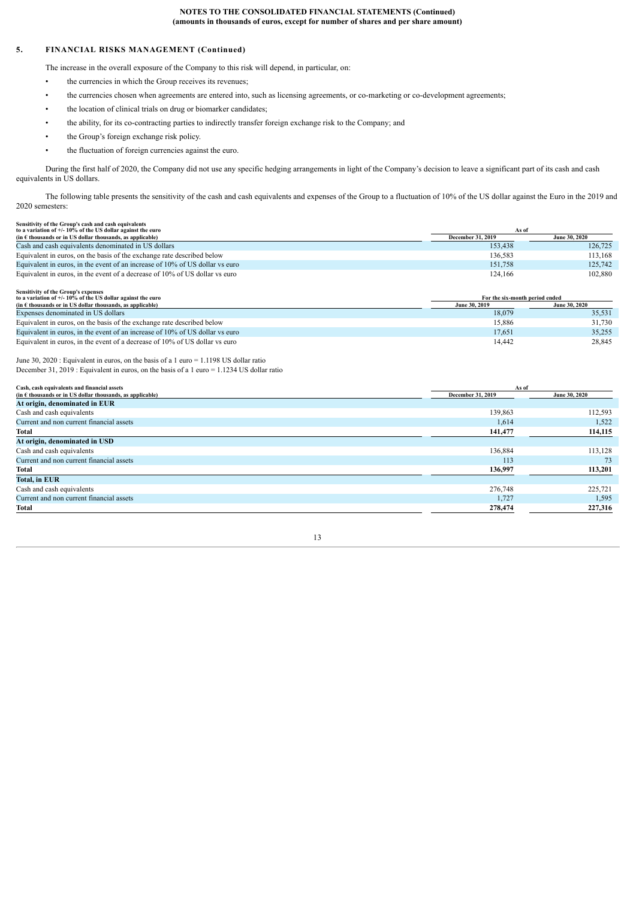**NOTES TO THE CONSOLIDATED FINANCIAL STATEMENTS (Continued)**
**(amounts in thousands of euros, except for number of shares and per share amount)**

## 5. FINANCIAL RISKS MANAGEMENT (Continued)

The increase in the overall exposure of the Company to this risk will depend, in particular, on:

- the currencies in which the Group receives its revenues;
- the currencies chosen when agreements are entered into, such as licensing agreements, or co-marketing or co-development agreements;
- the location of clinical trials on drug or biomarker candidates;
- the ability, for its co-contracting parties to indirectly transfer foreign exchange risk to the Company; and
- the Group's foreign exchange risk policy.
- the fluctuation of foreign currencies against the euro.

During the first half of 2020, the Company did not use any specific hedging arrangements in light of the Company's decision to leave a significant part of its cash and cash equivalents in US dollars.

The following table presents the sensitivity of the cash and cash equivalents and expenses of the Group to a fluctuation of 10% of the US dollar against the Euro in the 2019 and 2020 semesters:

| Sensitivity of the Group's cash and cash equivalents to a variation of +/- 10% of the US dollar against the euro (in € thousands or in US dollar thousands, as applicable) | As of | |
|---|---|---|
| | December 31, 2019 | June 30, 2020 |
| Cash and cash equivalents denominated in US dollars | 153,438 | 126,725 |
| Equivalent in euros, on the basis of the exchange rate described below | 136,583 | 113,168 |
| Equivalent in euros, in the event of an increase of 10% of US dollar vs euro | 151,758 | 125,742 |
| Equivalent in euros, in the event of a decrease of 10% of US dollar vs euro | 124,166 | 102,880 |

| Sensitivity of the Group's expenses to a variation of +/- 10% of the US dollar against the euro (in € thousands or in US dollar thousands, as applicable) | For the six-month period ended | |
|---|---|---|
| | June 30, 2019 | June 30, 2020 |
| Expenses denominated in US dollars | 18,079 | 35,531 |
| Equivalent in euros, on the basis of the exchange rate described below | 15,886 | 31,730 |
| Equivalent in euros, in the event of an increase of 10% of US dollar vs euro | 17,651 | 35,255 |
| Equivalent in euros, in the event of a decrease of 10% of US dollar vs euro | 14,442 | 28,845 |

June 30, 2020 : Equivalent in euros, on the basis of a 1 euro = 1.1198 US dollar ratio
December 31, 2019 : Equivalent in euros, on the basis of a 1 euro = 1.1234 US dollar ratio

| Cash, cash equivalents and financial assets (in € thousands or in US dollar thousands, as applicable) | As of | |
|---|---|---|
| | December 31, 2019 | June 30, 2020 |
| **At origin, denominated in EUR** | | |
| Cash and cash equivalents | 139,863 | 112,593 |
| Current and non current financial assets | 1,614 | 1,522 |
| **Total** | **141,477** | **114,115** |
| **At origin, denominated in USD** | | |
| Cash and cash equivalents | 136,884 | 113,128 |
| Current and non current financial assets | 113 | 73 |
| **Total** | **136,997** | **113,201** |
| **Total, in EUR** | | |
| Cash and cash equivalents | 276,748 | 225,721 |
| Current and non current financial assets | 1,727 | 1,595 |
| **Total** | **278,474** | **227,316** |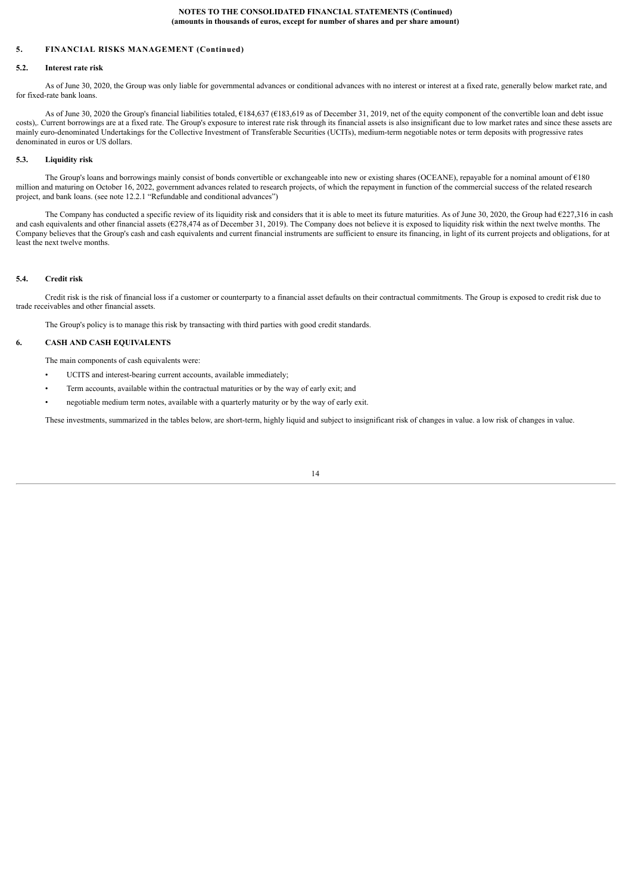## 5. FINANCIAL RISKS MANAGEMENT (Continued)

### 5.2. Interest rate risk

As of June 30, 2020, the Group was only liable for governmental advances or conditional advances with no interest or interest at a fixed rate, generally below market rate, and for fixed-rate bank loans.

As of June 30, 2020 the Group's financial liabilities totaled, €184,637 (€183,619 as of December 31, 2019, net of the equity component of the convertible loan and debt issue costs),. Current borrowings are at a fixed rate. The Group's exposure to interest rate risk through its financial assets is also insignificant due to low market rates and since these assets are mainly euro-denominated Undertakings for the Collective Investment of Transferable Securities (UCITs), medium-term negotiable notes or term deposits with progressive rates denominated in euros or US dollars.

### 5.3. Liquidity risk

The Group's loans and borrowings mainly consist of bonds convertible or exchangeable into new or existing shares (OCEANE), repayable for a nominal amount of €180 million and maturing on October 16, 2022, government advances related to research projects, of which the repayment in function of the commercial success of the related research project, and bank loans. (see note 12.2.1 "Refundable and conditional advances")

The Company has conducted a specific review of its liquidity risk and considers that it is able to meet its future maturities. As of June 30, 2020, the Group had €227,316 in cash and cash equivalents and other financial assets (€278,474 as of December 31, 2019). The Company does not believe it is exposed to liquidity risk within the next twelve months. The Company believes that the Group's cash and cash equivalents and current financial instruments are sufficient to ensure its financing, in light of its current projects and obligations, for at least the next twelve months.

### 5.4. Credit risk

Credit risk is the risk of financial loss if a customer or counterparty to a financial asset defaults on their contractual commitments. The Group is exposed to credit risk due to trade receivables and other financial assets.

The Group's policy is to manage this risk by transacting with third parties with good credit standards.

## 6. CASH AND CASH EQUIVALENTS

The main components of cash equivalents were:

- UCITS and interest-bearing current accounts, available immediately;
- Term accounts, available within the contractual maturities or by the way of early exit; and
- negotiable medium term notes, available with a quarterly maturity or by the way of early exit.

These investments, summarized in the tables below, are short-term, highly liquid and subject to insignificant risk of changes in value. a low risk of changes in value.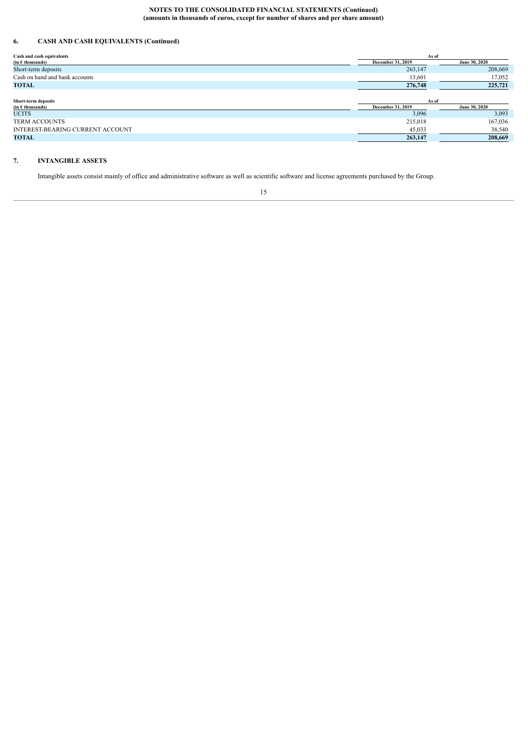**NOTES TO THE CONSOLIDATED FINANCIAL STATEMENTS (Continued)**
**(amounts in thousands of euros, except for number of shares and per share amount)**

## 6. CASH AND CASH EQUIVALENTS (Continued)

| Cash and cash equivalents (in € thousands) | As of December 31, 2019 | As of June 30, 2020 |
|---|---|---|
| Short-term deposits | 263,147 | 208,669 |
| Cash on hand and bank accounts | 13,601 | 17,052 |
| **TOTAL** | **276,748** | **225,721** |

| Short-term deposits (in € thousands) | As of December 31, 2019 | As of June 30, 2020 |
|---|---|---|
| UCITS | 3,096 | 3,093 |
| TERM ACCOUNTS | 215,018 | 167,036 |
| INTEREST-BEARING CURRENT ACCOUNT | 45,033 | 38,540 |
| **TOTAL** | **263,147** | **208,669** |

## 7. INTANGIBLE ASSETS

Intangible assets consist mainly of office and administrative software as well as scientific software and license agreements purchased by the Group.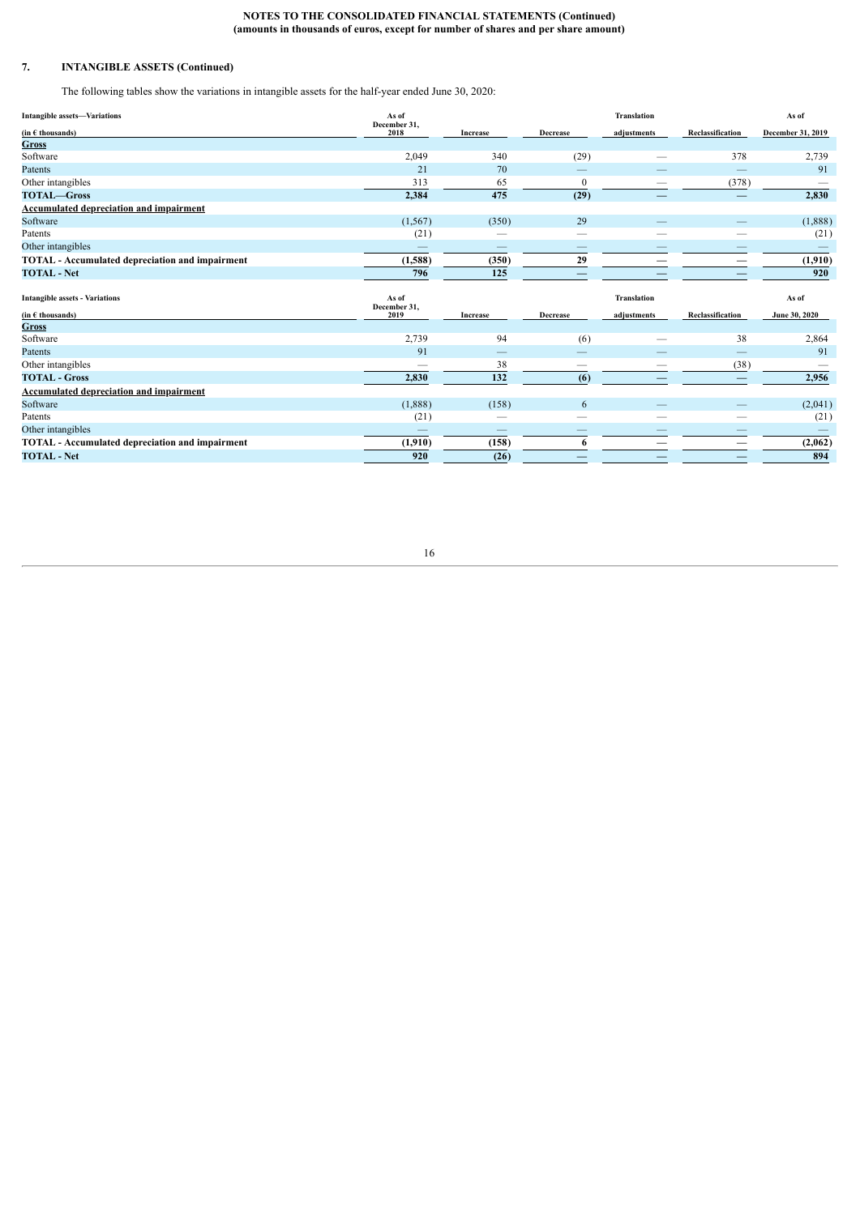**NOTES TO THE CONSOLIDATED FINANCIAL STATEMENTS (Continued)**
**(amounts in thousands of euros, except for number of shares and per share amount)**

## 7. INTANGIBLE ASSETS (Continued)

The following tables show the variations in intangible assets for the half-year ended June 30, 2020:

| Intangible assets—Variations (in € thousands) | As of December 31, 2018 | Increase | Decrease | Translation adjustments | Reclassification | As of December 31, 2019 |
|---|---|---|---|---|---|---|
| **Gross** | | | | | | |
| Software | 2,049 | 340 | (29) | — | 378 | 2,739 |
| Patents | 21 | 70 | — | — | — | 91 |
| Other intangibles | 313 | 65 | 0 | — | (378) | — |
| **TOTAL—Gross** | **2,384** | **475** | **(29)** | **—** | **—** | **2,830** |
| **Accumulated depreciation and impairment** | | | | | | |
| Software | (1,567) | (350) | 29 | — | — | (1,888) |
| Patents | (21) | — | — | — | — | (21) |
| Other intangibles | — | — | — | — | — | — |
| **TOTAL - Accumulated depreciation and impairment** | **(1,588)** | **(350)** | **29** | **—** | **—** | **(1,910)** |
| **TOTAL - Net** | **796** | **125** | **—** | **—** | **—** | **920** |

| Intangible assets - Variations (in € thousands) | As of December 31, 2019 | Increase | Decrease | Translation adjustments | Reclassification | As of June 30, 2020 |
|---|---|---|---|---|---|---|
| **Gross** | | | | | | |
| Software | 2,739 | 94 | (6) | — | 38 | 2,864 |
| Patents | 91 | — | — | — | — | 91 |
| Other intangibles | — | 38 | — | — | (38) | — |
| **TOTAL - Gross** | **2,830** | **132** | **(6)** | **—** | **—** | **2,956** |
| **Accumulated depreciation and impairment** | | | | | | |
| Software | (1,888) | (158) | 6 | — | — | (2,041) |
| Patents | (21) | — | — | — | — | (21) |
| Other intangibles | — | — | — | — | — | — |
| **TOTAL - Accumulated depreciation and impairment** | **(1,910)** | **(158)** | **6** | **—** | **—** | **(2,062)** |
| **TOTAL - Net** | **920** | **(26)** | **—** | **—** | **—** | **894** |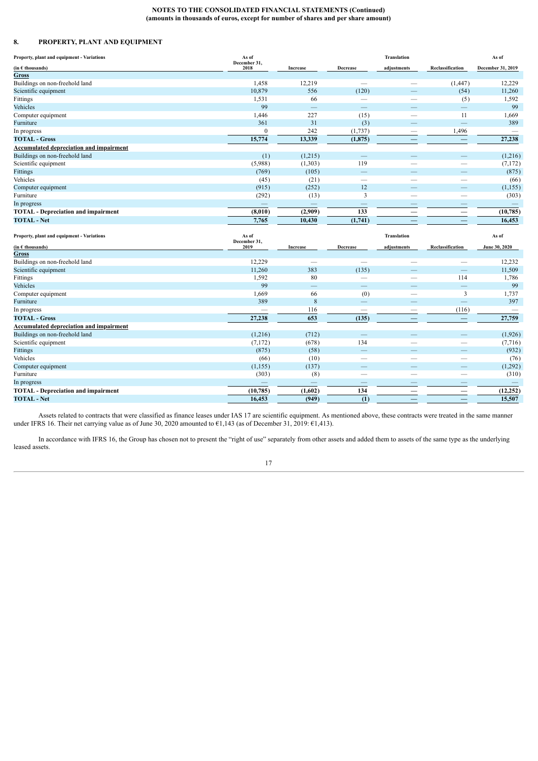NOTES TO THE CONSOLIDATED FINANCIAL STATEMENTS (Continued)
(amounts in thousands of euros, except for number of shares and per share amount)

## 8. PROPERTY, PLANT AND EQUIPMENT

| Property, plant and equipment - Variations (in € thousands) | As of December 31, 2018 | Increase | Decrease | Translation adjustments | Reclassification | As of December 31, 2019 |
|---|---|---|---|---|---|---|
| **Gross** | | | | | | |
| Buildings on non-freehold land | 1,458 | 12,219 | — | — | (1,447) | 12,229 |
| Scientific equipment | 10,879 | 556 | (120) | — | (54) | 11,260 |
| Fittings | 1,531 | 66 | — | — | (5) | 1,592 |
| Vehicles | 99 | — | — | — | — | 99 |
| Computer equipment | 1,446 | 227 | (15) | — | 11 | 1,669 |
| Furniture | 361 | 31 | (3) | — | — | 389 |
| In progress | 0 | 242 | (1,737) | — | 1,496 | — |
| **TOTAL - Gross** | **15,774** | **13,339** | **(1,875)** | **—** | **—** | **27,238** |
| **Accumulated depreciation and impairment** | | | | | | |
| Buildings on non-freehold land | (1) | (1,215) | — | — | — | (1,216) |
| Scientific equipment | (5,988) | (1,303) | 119 | — | — | (7,172) |
| Fittings | (769) | (105) | — | — | — | (875) |
| Vehicles | (45) | (21) | — | — | — | (66) |
| Computer equipment | (915) | (252) | 12 | — | — | (1,155) |
| Furniture | (292) | (13) | 3 | — | — | (303) |
| In progress | — | — | — | — | — | — |
| **TOTAL - Depreciation and impairment** | **(8,010)** | **(2,909)** | **133** | **—** | **—** | **(10,785)** |
| **TOTAL - Net** | **7,765** | **10,430** | **(1,741)** | **—** | **—** | **16,453** |

| Property, plant and equipment - Variations (in € thousands) | As of December 31, 2019 | Increase | Decrease | Translation adjustments | Reclassification | As of June 30, 2020 |
|---|---|---|---|---|---|---|
| **Gross** | | | | | | |
| Buildings on non-freehold land | 12,229 | — | — | — | — | 12,232 |
| Scientific equipment | 11,260 | 383 | (135) | — | — | 11,509 |
| Fittings | 1,592 | 80 | — | — | 114 | 1,786 |
| Vehicles | 99 | — | — | — | — | 99 |
| Computer equipment | 1,669 | 66 | (0) | — | 3 | 1,737 |
| Furniture | 389 | 8 | — | — | — | 397 |
| In progress | — | 116 | — | — | (116) | — |
| **TOTAL - Gross** | **27,238** | **653** | **(135)** | **—** | **—** | **27,759** |
| **Accumulated depreciation and impairment** | | | | | | |
| Buildings on non-freehold land | (1,216) | (712) | — | — | — | (1,926) |
| Scientific equipment | (7,172) | (678) | 134 | — | — | (7,716) |
| Fittings | (875) | (58) | — | — | — | (932) |
| Vehicles | (66) | (10) | — | — | — | (76) |
| Computer equipment | (1,155) | (137) | — | — | — | (1,292) |
| Furniture | (303) | (8) | — | — | — | (310) |
| In progress | — | — | — | — | — | — |
| **TOTAL - Depreciation and impairment** | **(10,785)** | **(1,602)** | **134** | **—** | **—** | **(12,252)** |
| **TOTAL - Net** | **16,453** | **(949)** | **(1)** | **—** | **—** | **15,507** |

Assets related to contracts that were classified as finance leases under IAS 17 are scientific equipment. As mentioned above, these contracts were treated in the same manner under IFRS 16. Their net carrying value as of June 30, 2020 amounted to €1,143 (as of December 31, 2019: €1,413).

In accordance with IFRS 16, the Group has chosen not to present the "right of use" separately from other assets and added them to assets of the same type as the underlying leased assets.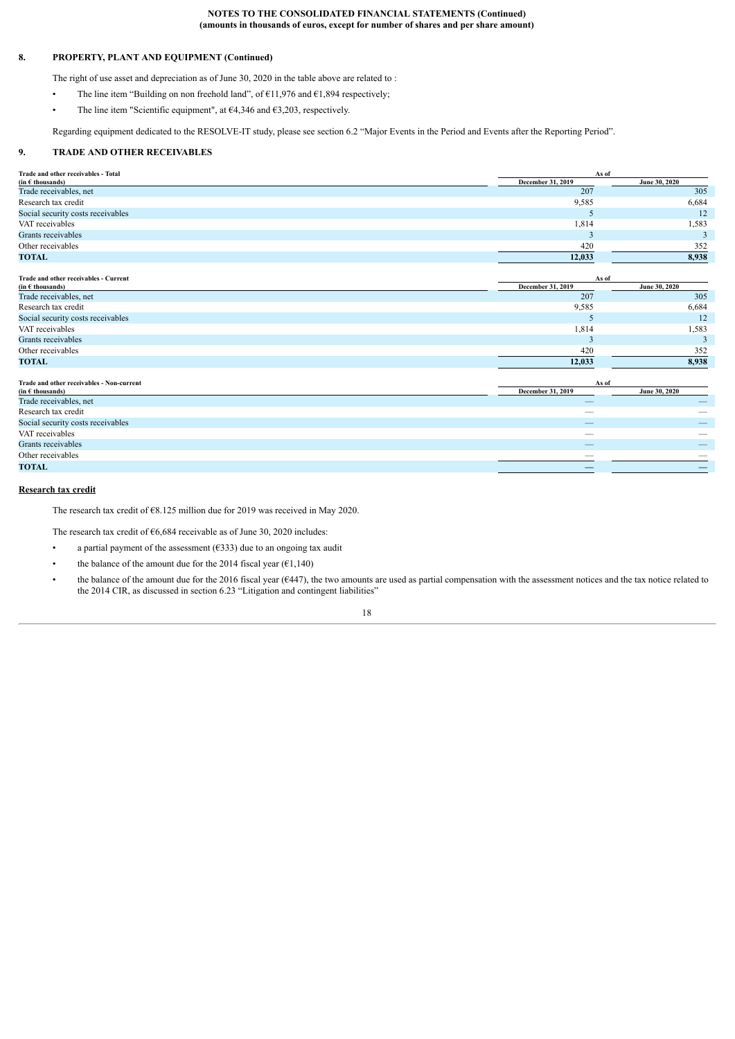**NOTES TO THE CONSOLIDATED FINANCIAL STATEMENTS (Continued)**
**(amounts in thousands of euros, except for number of shares and per share amount)**

## 8. PROPERTY, PLANT AND EQUIPMENT (Continued)

The right of use asset and depreciation as of June 30, 2020 in the table above are related to :

- The line item “Building on non freehold land”, of €11,976 and €1,894 respectively;
- The line item "Scientific equipment", at €4,346 and €3,203, respectively.

Regarding equipment dedicated to the RESOLVE-IT study, please see section 6.2 “Major Events in the Period and Events after the Reporting Period”.

## 9. TRADE AND OTHER RECEIVABLES

| Trade and other receivables - Total (in € thousands) | As of December 31, 2019 | As of June 30, 2020 |
|---|---|---|
| Trade receivables, net | 207 | 305 |
| Research tax credit | 9,585 | 6,684 |
| Social security costs receivables | 5 | 12 |
| VAT receivables | 1,814 | 1,583 |
| Grants receivables | 3 | 3 |
| Other receivables | 420 | 352 |
| **TOTAL** | **12,033** | **8,938** |

| Trade and other receivables - Current (in € thousands) | As of December 31, 2019 | As of June 30, 2020 |
|---|---|---|
| Trade receivables, net | 207 | 305 |
| Research tax credit | 9,585 | 6,684 |
| Social security costs receivables | 5 | 12 |
| VAT receivables | 1,814 | 1,583 |
| Grants receivables | 3 | 3 |
| Other receivables | 420 | 352 |
| **TOTAL** | **12,033** | **8,938** |

| Trade and other receivables - Non-current (in € thousands) | As of December 31, 2019 | As of June 30, 2020 |
|---|---|---|
| Trade receivables, net | — | — |
| Research tax credit | — | — |
| Social security costs receivables | — | — |
| VAT receivables | — | — |
| Grants receivables | — | — |
| Other receivables | — | — |
| **TOTAL** | **—** | **—** |

**Research tax credit**

The research tax credit of €8.125 million due for 2019 was received in May 2020.

The research tax credit of €6,684 receivable as of June 30, 2020 includes:

- a partial payment of the assessment (€333) due to an ongoing tax audit
- the balance of the amount due for the 2014 fiscal year (€1,140)
- the balance of the amount due for the 2016 fiscal year (€447), the two amounts are used as partial compensation with the assessment notices and the tax notice related to the 2014 CIR, as discussed in section 6.23 “Litigation and contingent liabilities”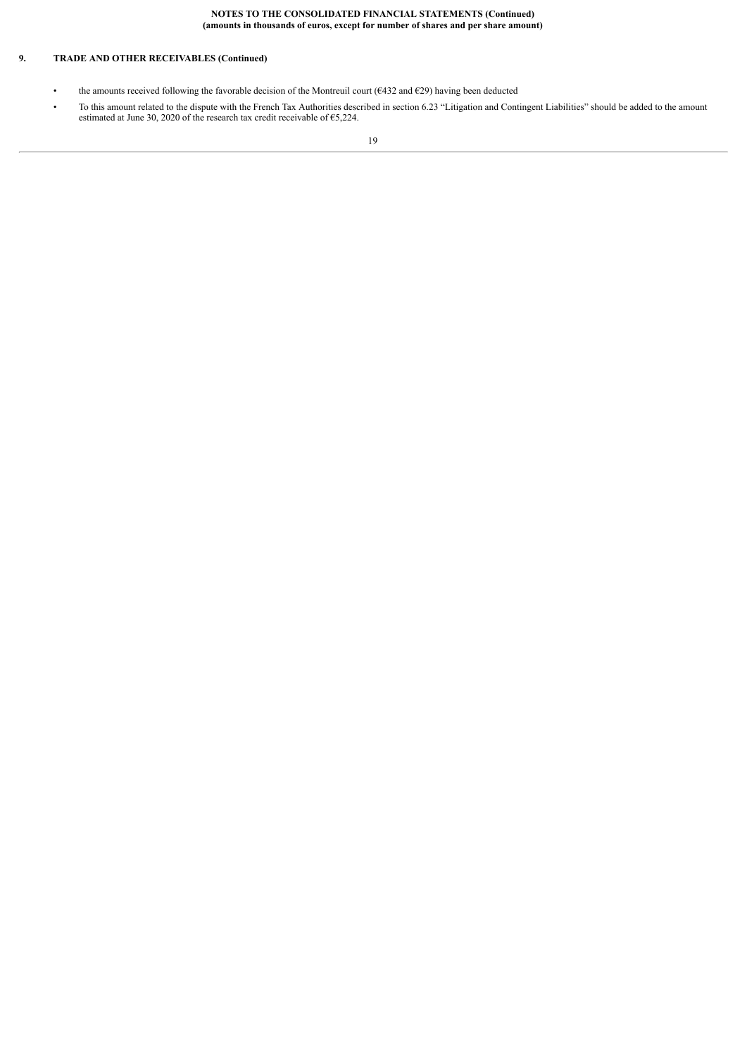## 9. TRADE AND OTHER RECEIVABLES (Continued)

- the amounts received following the favorable decision of the Montreuil court (€432 and €29) having been deducted
- To this amount related to the dispute with the French Tax Authorities described in section 6.23 "Litigation and Contingent Liabilities" should be added to the amount estimated at June 30, 2020 of the research tax credit receivable of €5,224.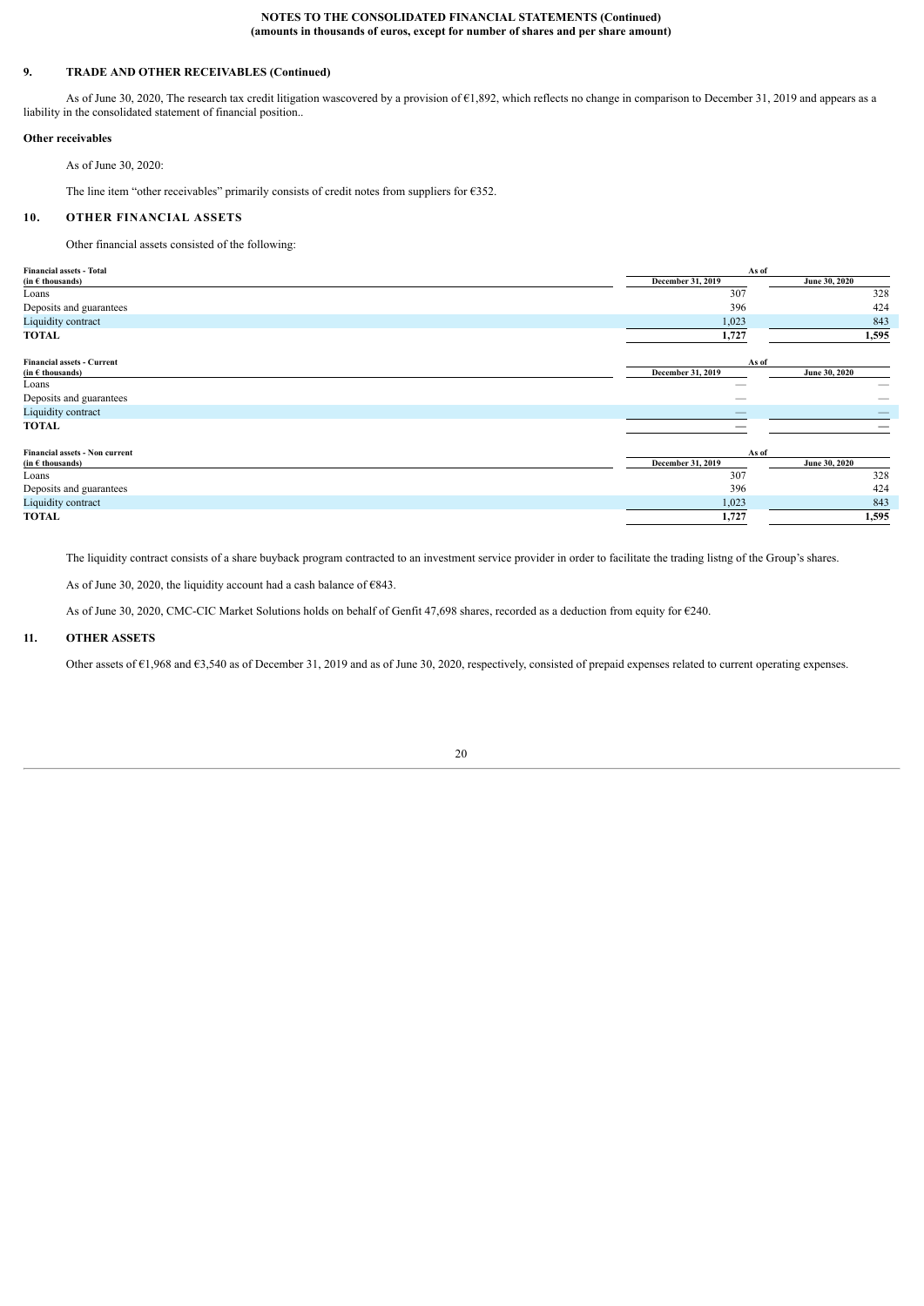## 9. TRADE AND OTHER RECEIVABLES (Continued)

As of June 30, 2020, The research tax credit litigation wascovered by a provision of €1,892, which reflects no change in comparison to December 31, 2019 and appears as a liability in the consolidated statement of financial position..

**Other receivables**

As of June 30, 2020:

The line item "other receivables" primarily consists of credit notes from suppliers for €352.

## 10. OTHER FINANCIAL ASSETS

Other financial assets consisted of the following:

| **Financial assets - Total** | **As of** | |
|---|---|---|
| **(in € thousands)** | **December 31, 2019** | **June 30, 2020** |
| Loans | 307 | 328 |
| Deposits and guarantees | 396 | 424 |
| Liquidity contract | 1,023 | 843 |
| **TOTAL** | **1,727** | **1,595** |

| **Financial assets - Current** | **As of** | |
|---|---|---|
| **(in € thousands)** | **December 31, 2019** | **June 30, 2020** |
| Loans | — | — |
| Deposits and guarantees | — | — |
| Liquidity contract | — | — |
| **TOTAL** | — | — |

| **Financial assets - Non current** | **As of** | |
|---|---|---|
| **(in € thousands)** | **December 31, 2019** | **June 30, 2020** |
| Loans | 307 | 328 |
| Deposits and guarantees | 396 | 424 |
| Liquidity contract | 1,023 | 843 |
| **TOTAL** | **1,727** | **1,595** |

The liquidity contract consists of a share buyback program contracted to an investment service provider in order to facilitate the trading listng of the Group's shares.

As of June 30, 2020, the liquidity account had a cash balance of €843.

As of June 30, 2020, CMC-CIC Market Solutions holds on behalf of Genfit 47,698 shares, recorded as a deduction from equity for €240.

## 11. OTHER ASSETS

Other assets of €1,968 and €3,540 as of December 31, 2019 and as of June 30, 2020, respectively, consisted of prepaid expenses related to current operating expenses.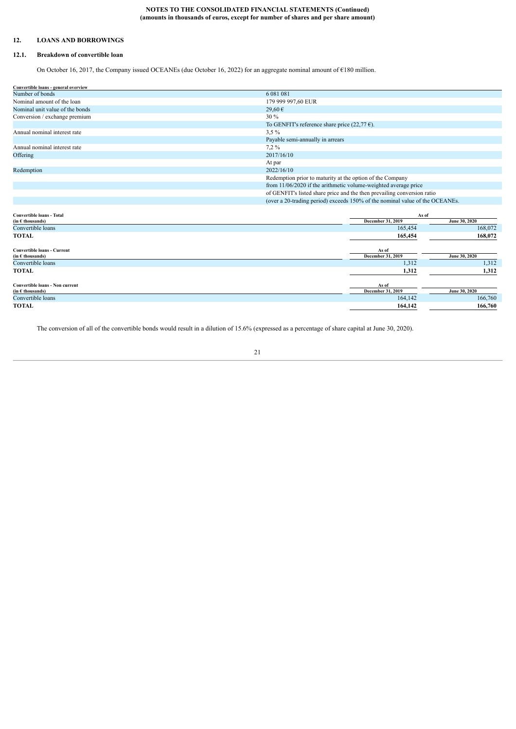## 12. LOANS AND BORROWINGS

### 12.1. Breakdown of convertible loan

On October 16, 2017, the Company issued OCEANEs (due October 16, 2022) for an aggregate nominal amount of €180 million.

| Convertible loans - general overview | |
|---|---|
| Number of bonds | 6 081 081 |
| Nominal amount of the loan | 179 999 997,60 EUR |
| Nominal unit value of the bonds | 29,60 € |
| Conversion / exchange premium | 30 % |
| | To GENFIT's reference share price (22,77 €). |
| Annual nominal interest rate | 3,5 % |
| | Payable semi-annually in arrears |
| Annual nominal interest rate | 7,2 % |
| Offering | 2017/16/10 |
| | At par |
| Redemption | 2022/16/10 |
| | Redemption prior to maturity at the option of the Company |
| | from 11/06/2020 if the arithmetic volume-weighted average price |
| | of GENFIT's listed share price and the then prevailing conversion ratio |
| | (over a 20-trading period) exceeds 150% of the nominal value of the OCEANEs. |

| Convertible loans - Total (in € thousands) | As of December 31, 2019 | As of June 30, 2020 |
|---|---|---|
| Convertible loans | 165,454 | 168,072 |
| **TOTAL** | **165,454** | **168,072** |

| Convertible loans - Current (in € thousands) | As of December 31, 2019 | June 30, 2020 |
|---|---|---|
| Convertible loans | 1,312 | 1,312 |
| **TOTAL** | **1,312** | **1,312** |

| Convertible loans - Non current (in € thousands) | As of December 31, 2019 | June 30, 2020 |
|---|---|---|
| Convertible loans | 164,142 | 166,760 |
| **TOTAL** | **164,142** | **166,760** |

The conversion of all of the convertible bonds would result in a dilution of 15.6% (expressed as a percentage of share capital at June 30, 2020).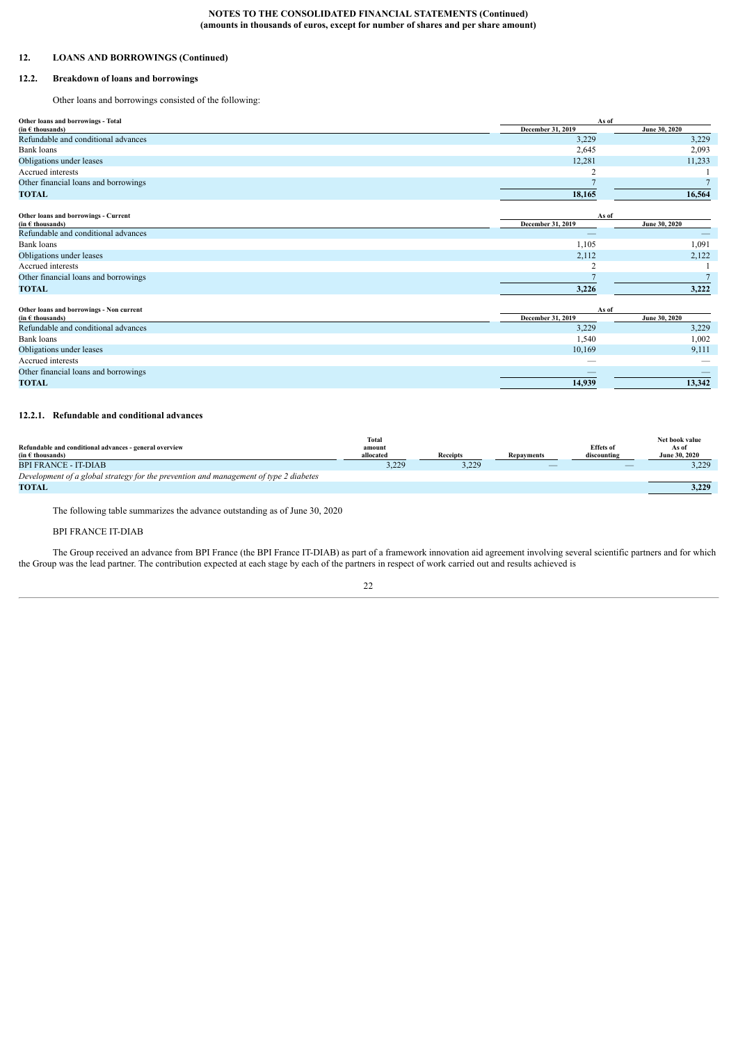## 12. LOANS AND BORROWINGS (Continued)

### 12.2. Breakdown of loans and borrowings

Other loans and borrowings consisted of the following:

| Other loans and borrowings - Total (in € thousands) | As of December 31, 2019 | As of June 30, 2020 |
|---|---|---|
| Refundable and conditional advances | 3,229 | 3,229 |
| Bank loans | 2,645 | 2,093 |
| Obligations under leases | 12,281 | 11,233 |
| Accrued interests | 2 | 1 |
| Other financial loans and borrowings | 7 | 7 |
| **TOTAL** | **18,165** | **16,564** |

| Other loans and borrowings - Current (in € thousands) | As of December 31, 2019 | As of June 30, 2020 |
|---|---|---|
| Refundable and conditional advances | — | — |
| Bank loans | 1,105 | 1,091 |
| Obligations under leases | 2,112 | 2,122 |
| Accrued interests | 2 | 1 |
| Other financial loans and borrowings | 7 | 7 |
| **TOTAL** | **3,226** | **3,222** |

| Other loans and borrowings - Non current (in € thousands) | As of December 31, 2019 | As of June 30, 2020 |
|---|---|---|
| Refundable and conditional advances | 3,229 | 3,229 |
| Bank loans | 1,540 | 1,002 |
| Obligations under leases | 10,169 | 9,111 |
| Accrued interests | — | — |
| Other financial loans and borrowings | — | — |
| **TOTAL** | **14,939** | **13,342** |

#### 12.2.1. Refundable and conditional advances

| Refundable and conditional advances - general overview (in € thousands) | Total amount allocated | Receipts | Repayments | Effets of discounting | Net book value As of June 30, 2020 |
|---|---|---|---|---|---|
| BPI FRANCE - IT-DIAB | 3,229 | 3,229 | — | — | 3,229 |
| *Development of a global strategy for the prevention and management of type 2 diabetes* | | | | | |
| **TOTAL** | | | | | **3,229** |

The following table summarizes the advance outstanding as of June 30, 2020

BPI FRANCE IT-DIAB

The Group received an advance from BPI France (the BPI France IT-DIAB) as part of a framework innovation aid agreement involving several scientific partners and for which the Group was the lead partner. The contribution expected at each stage by each of the partners in respect of work carried out and results achieved is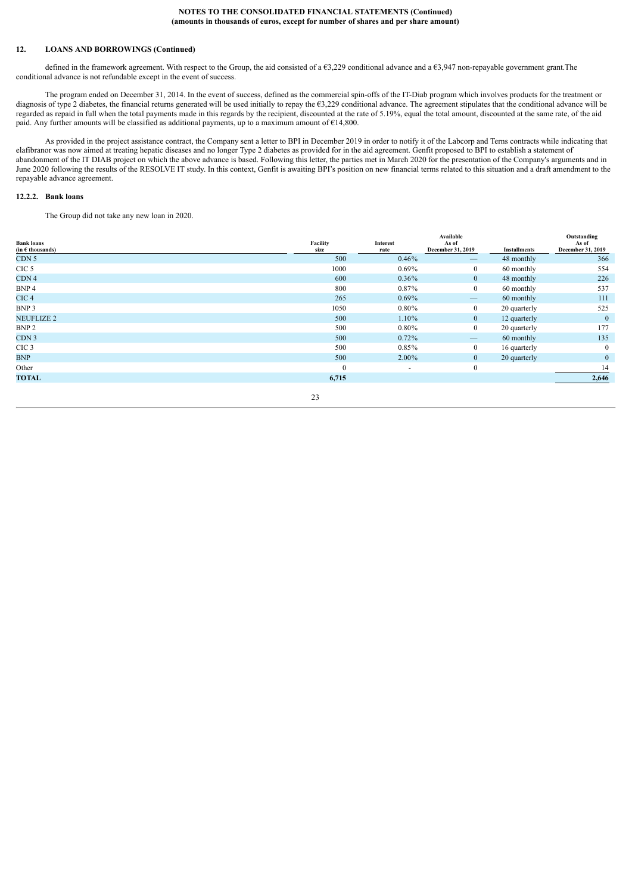## 12. LOANS AND BORROWINGS (Continued)

defined in the framework agreement. With respect to the Group, the aid consisted of a €3,229 conditional advance and a €3,947 non-repayable government grant.The conditional advance is not refundable except in the event of success.

The program ended on December 31, 2014. In the event of success, defined as the commercial spin-offs of the IT-Diab program which involves products for the treatment or diagnosis of type 2 diabetes, the financial returns generated will be used initially to repay the €3,229 conditional advance. The agreement stipulates that the conditional advance will be regarded as repaid in full when the total payments made in this regards by the recipient, discounted at the rate of 5.19%, equal the total amount, discounted at the same rate, of the aid paid. Any further amounts will be classified as additional payments, up to a maximum amount of €14,800.

As provided in the project assistance contract, the Company sent a letter to BPI in December 2019 in order to notify it of the Labcorp and Terns contracts while indicating that elafibranor was now aimed at treating hepatic diseases and no longer Type 2 diabetes as provided for in the aid agreement. Genfit proposed to BPI to establish a statement of abandonment of the IT DIAB project on which the above advance is based. Following this letter, the parties met in March 2020 for the presentation of the Company's arguments and in June 2020 following the results of the RESOLVE IT study. In this context, Genfit is awaiting BPI's position on new financial terms related to this situation and a draft amendment to the repayable advance agreement.

### 12.2.2. Bank loans

The Group did not take any new loan in 2020.

| Bank loans (in € thousands) | Facility size | Interest rate | Available As of December 31, 2019 | Installments | Outstanding As of December 31, 2019 |
|---|---|---|---|---|---|
| CDN 5 | 500 | 0.46% | — | 48 monthly | 366 |
| CIC 5 | 1000 | 0.69% | 0 | 60 monthly | 554 |
| CDN 4 | 600 | 0.36% | 0 | 48 monthly | 226 |
| BNP 4 | 800 | 0.87% | 0 | 60 monthly | 537 |
| CIC 4 | 265 | 0.69% | — | 60 monthly | 111 |
| BNP 3 | 1050 | 0.80% | 0 | 20 quarterly | 525 |
| NEUFLIZE 2 | 500 | 1.10% | 0 | 12 quarterly | 0 |
| BNP 2 | 500 | 0.80% | 0 | 20 quarterly | 177 |
| CDN 3 | 500 | 0.72% | — | 60 monthly | 135 |
| CIC 3 | 500 | 0.85% | 0 | 16 quarterly | 0 |
| BNP | 500 | 2.00% | 0 | 20 quarterly | 0 |
| Other | 0 | - | 0 | | 14 |
| **TOTAL** | **6,715** | | | | **2,646** |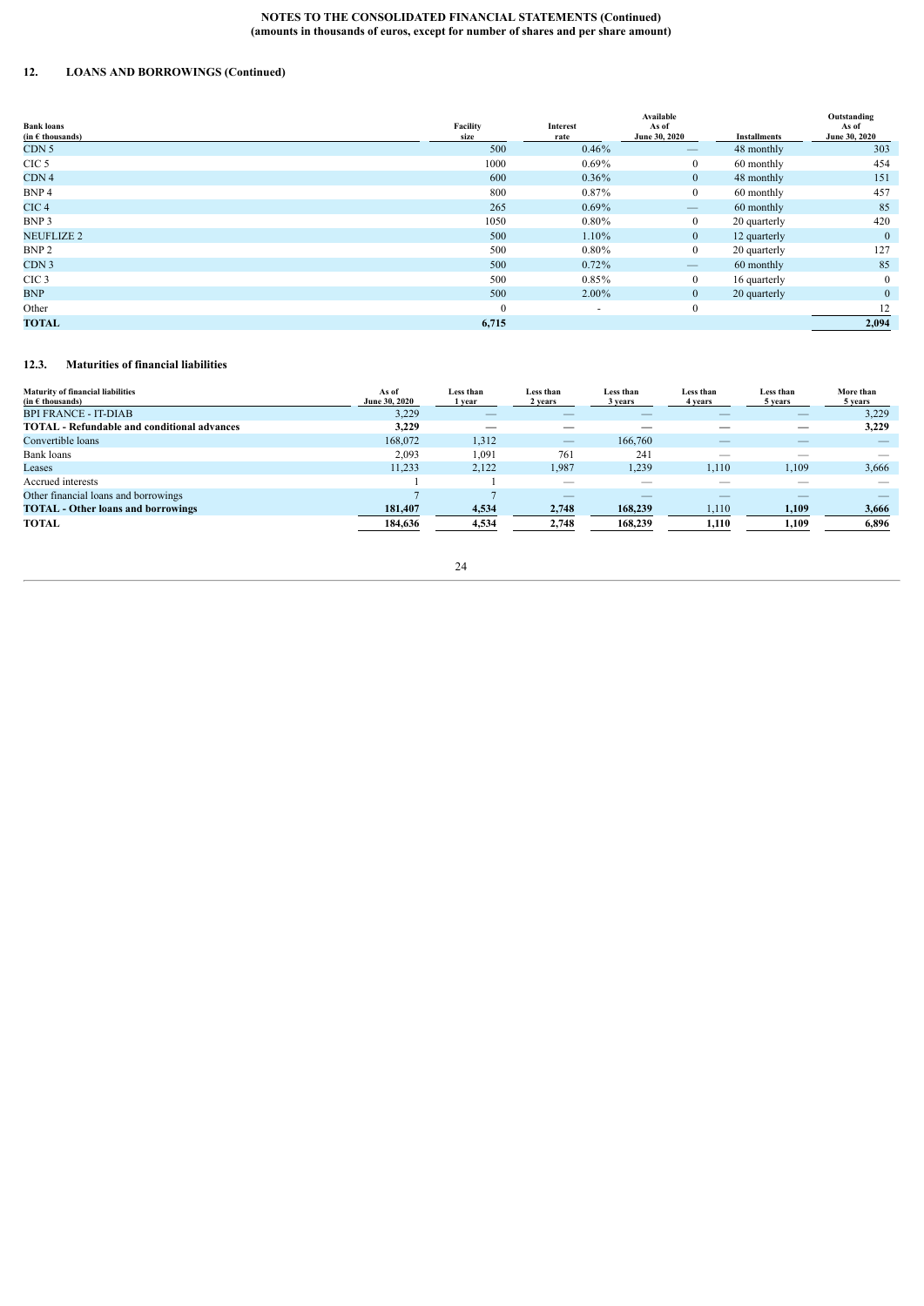NOTES TO THE CONSOLIDATED FINANCIAL STATEMENTS (Continued)
(amounts in thousands of euros, except for number of shares and per share amount)

## 12. LOANS AND BORROWINGS (Continued)

| Bank loans (in € thousands) | Facility size | Interest rate | Available As of June 30, 2020 | Installments | Outstanding As of June 30, 2020 |
|---|---|---|---|---|---|
| CDN 5 | 500 | 0.46% | — | 48 monthly | 303 |
| CIC 5 | 1000 | 0.69% | 0 | 60 monthly | 454 |
| CDN 4 | 600 | 0.36% | 0 | 48 monthly | 151 |
| BNP 4 | 800 | 0.87% | 0 | 60 monthly | 457 |
| CIC 4 | 265 | 0.69% | — | 60 monthly | 85 |
| BNP 3 | 1050 | 0.80% | 0 | 20 quarterly | 420 |
| NEUFLIZE 2 | 500 | 1.10% | 0 | 12 quarterly | 0 |
| BNP 2 | 500 | 0.80% | 0 | 20 quarterly | 127 |
| CDN 3 | 500 | 0.72% | — | 60 monthly | 85 |
| CIC 3 | 500 | 0.85% | 0 | 16 quarterly | 0 |
| BNP | 500 | 2.00% | 0 | 20 quarterly | 0 |
| Other | 0 | - | 0 | | 12 |
| **TOTAL** | **6,715** | | | | **2,094** |

### 12.3. Maturities of financial liabilities

| Maturity of financial liabilities (in € thousands) | As of June 30, 2020 | Less than 1 year | Less than 2 years | Less than 3 years | Less than 4 years | Less than 5 years | More than 5 years |
|---|---|---|---|---|---|---|---|
| BPI FRANCE - IT-DIAB | 3,229 | — | — | — | — | — | 3,229 |
| **TOTAL - Refundable and conditional advances** | **3,229** | **—** | **—** | **—** | **—** | **—** | **3,229** |
| Convertible loans | 168,072 | 1,312 | — | 166,760 | — | — | — |
| Bank loans | 2,093 | 1,091 | 761 | 241 | — | — | — |
| Leases | 11,233 | 2,122 | 1,987 | 1,239 | 1,110 | 1,109 | 3,666 |
| Accrued interests | 1 | 1 | — | — | — | — | — |
| Other financial loans and borrowings | 7 | 7 | — | — | — | — | — |
| **TOTAL - Other loans and borrowings** | **181,407** | **4,534** | **2,748** | **168,239** | **1,110** | **1,109** | **3,666** |
| **TOTAL** | **184,636** | **4,534** | **2,748** | **168,239** | **1,110** | **1,109** | **6,896** |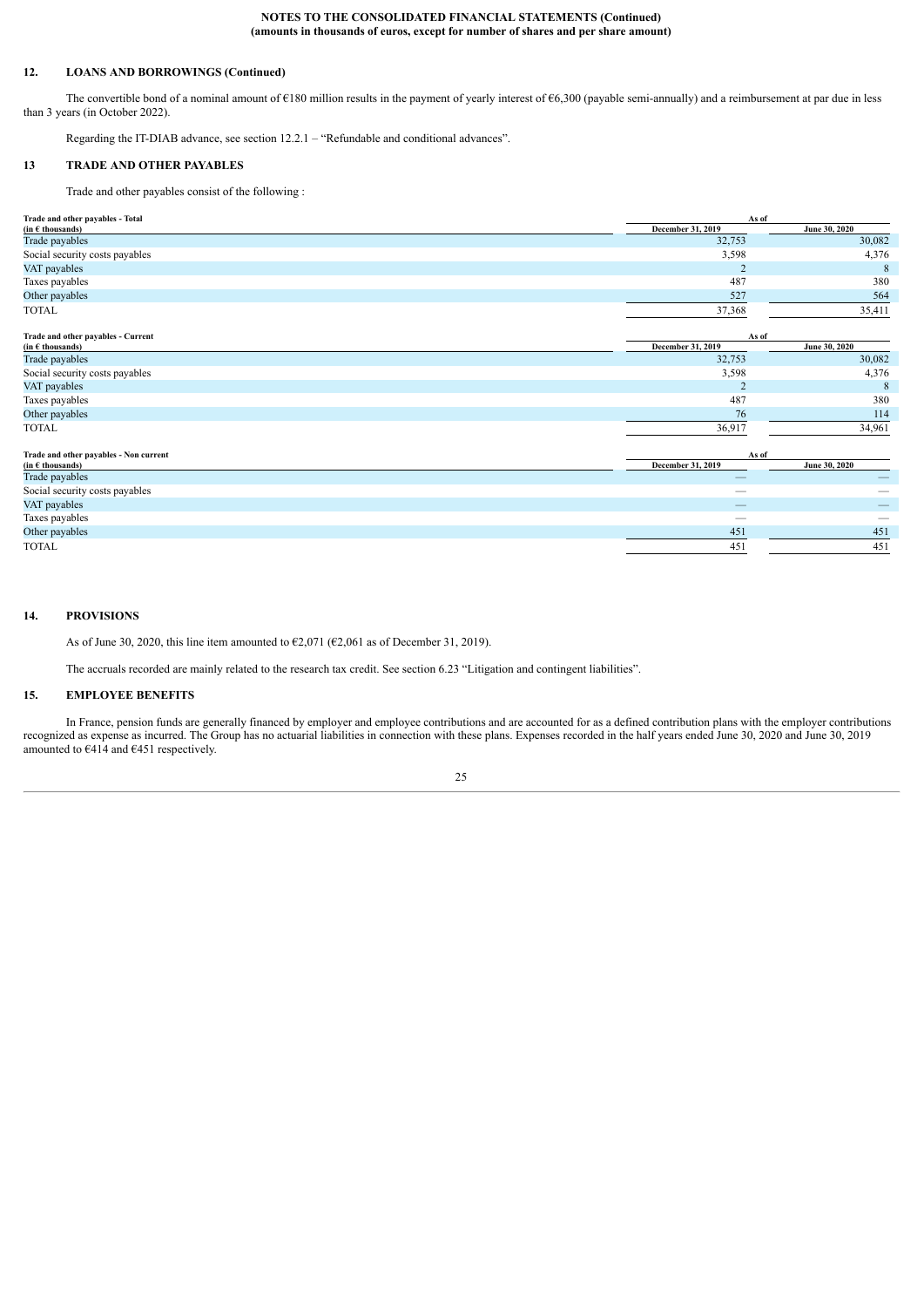## 12. LOANS AND BORROWINGS (Continued)

The convertible bond of a nominal amount of €180 million results in the payment of yearly interest of €6,300 (payable semi-annually) and a reimbursement at par due in less than 3 years (in October 2022).

Regarding the IT-DIAB advance, see section 12.2.1 – "Refundable and conditional advances".

## 13 TRADE AND OTHER PAYABLES

Trade and other payables consist of the following :

| Trade and other payables - Total (in € thousands) | As of December 31, 2019 | As of June 30, 2020 |
|---|---|---|
| Trade payables | 32,753 | 30,082 |
| Social security costs payables | 3,598 | 4,376 |
| VAT payables | 2 | 8 |
| Taxes payables | 487 | 380 |
| Other payables | 527 | 564 |
| TOTAL | 37,368 | 35,411 |

| Trade and other payables - Current (in € thousands) | As of December 31, 2019 | As of June 30, 2020 |
|---|---|---|
| Trade payables | 32,753 | 30,082 |
| Social security costs payables | 3,598 | 4,376 |
| VAT payables | 2 | 8 |
| Taxes payables | 487 | 380 |
| Other payables | 76 | 114 |
| TOTAL | 36,917 | 34,961 |

| Trade and other payables - Non current (in € thousands) | As of December 31, 2019 | As of June 30, 2020 |
|---|---|---|
| Trade payables | — | — |
| Social security costs payables | — | — |
| VAT payables | — | — |
| Taxes payables | — | — |
| Other payables | 451 | 451 |
| TOTAL | 451 | 451 |

## 14. PROVISIONS

As of June 30, 2020, this line item amounted to €2,071 (€2,061 as of December 31, 2019).

The accruals recorded are mainly related to the research tax credit. See section 6.23 "Litigation and contingent liabilities".

## 15. EMPLOYEE BENEFITS

In France, pension funds are generally financed by employer and employee contributions and are accounted for as a defined contribution plans with the employer contributions recognized as expense as incurred. The Group has no actuarial liabilities in connection with these plans. Expenses recorded in the half years ended June 30, 2020 and June 30, 2019 amounted to €414 and €451 respectively.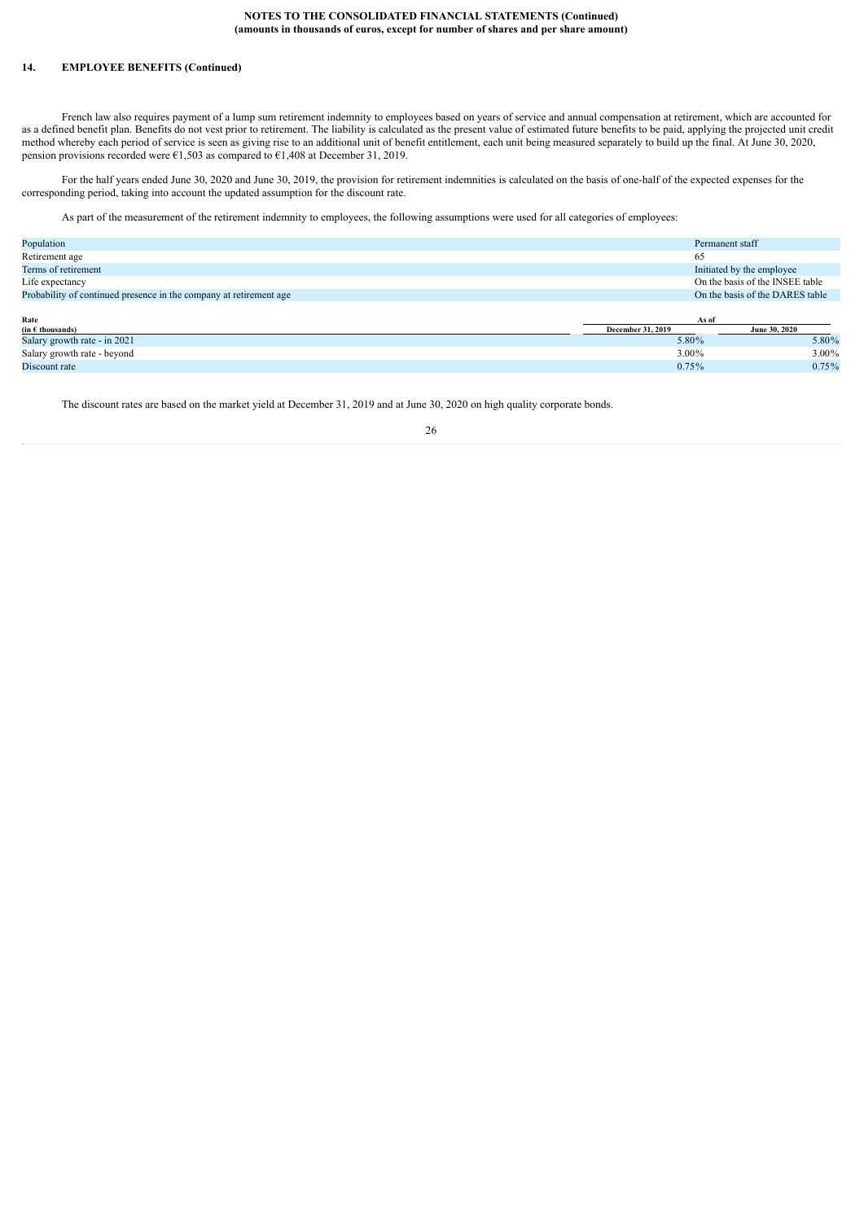**NOTES TO THE CONSOLIDATED FINANCIAL STATEMENTS (Continued)**
**(amounts in thousands of euros, except for number of shares and per share amount)**

## 14. EMPLOYEE BENEFITS (Continued)

French law also requires payment of a lump sum retirement indemnity to employees based on years of service and annual compensation at retirement, which are accounted for as a defined benefit plan. Benefits do not vest prior to retirement. The liability is calculated as the present value of estimated future benefits to be paid, applying the projected unit credit method whereby each period of service is seen as giving rise to an additional unit of benefit entitlement, each unit being measured separately to build up the final. At June 30, 2020, pension provisions recorded were €1,503 as compared to €1,408 at December 31, 2019.

For the half years ended June 30, 2020 and June 30, 2019, the provision for retirement indemnities is calculated on the basis of one-half of the expected expenses for the corresponding period, taking into account the updated assumption for the discount rate.

As part of the measurement of the retirement indemnity to employees, the following assumptions were used for all categories of employees:

| | |
|---|---|
| Population | Permanent staff |
| Retirement age | 65 |
| Terms of retirement | Initiated by the employee |
| Life expectancy | On the basis of the INSEE table |
| Probability of continued presence in the company at retirement age | On the basis of the DARES table |

| Rate | As of | |
|---|---|---|
| **(in € thousands)** | **December 31, 2019** | **June 30, 2020** |
| Salary growth rate - in 2021 | 5.80% | 5.80% |
| Salary growth rate - beyond | 3.00% | 3.00% |
| Discount rate | 0.75% | 0.75% |

The discount rates are based on the market yield at December 31, 2019 and at June 30, 2020 on high quality corporate bonds.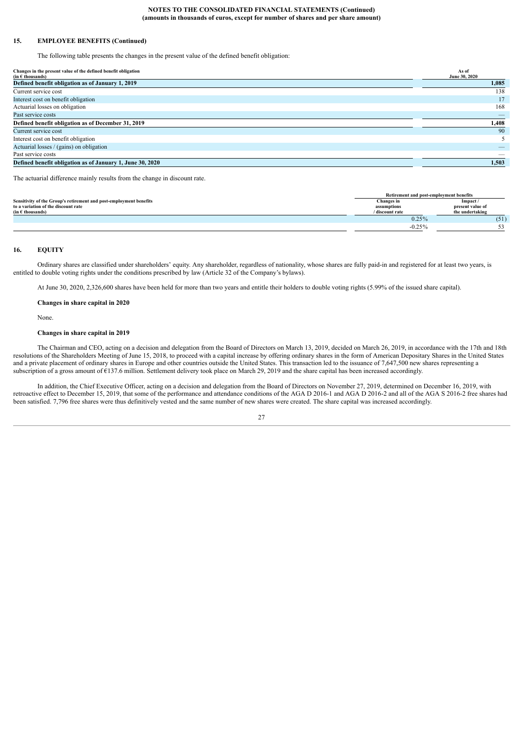## 15. EMPLOYEE BENEFITS (Continued)

The following table presents the changes in the present value of the defined benefit obligation:

| Changes in the present value of the defined benefit obligation (in € thousands) | As of June 30, 2020 |
|---|---|
| **Defined benefit obligation as of January 1, 2019** | **1,085** |
| Current service cost | 138 |
| Interest cost on benefit obligation | 17 |
| Actuarial losses on obligation | 168 |
| Past service costs | — |
| **Defined benefit obligation as of December 31, 2019** | **1,408** |
| Current service cost | 90 |
| Interest cost on benefit obligation | 5 |
| Actuarial losses / (gains) on obligation | — |
| Past service costs | — |
| **Defined benefit obligation as of January 1, June 30, 2020** | **1,503** |

The actuarial difference mainly results from the change in discount rate.

| Sensitivity of the Group's retirement and post-employment benefits to a variation of the discount rate (in € thousands) | Retirement and post-employment benefits | |
|---|---|---|
| | Changes in assumptions / discount rate | Impact / present value of the undertaking |
| | 0.25% | (51) |
| | -0.25% | 53 |

## 16. EQUITY

Ordinary shares are classified under shareholders' equity. Any shareholder, regardless of nationality, whose shares are fully paid-in and registered for at least two years, is entitled to double voting rights under the conditions prescribed by law (Article 32 of the Company's bylaws).

At June 30, 2020, 2,326,600 shares have been held for more than two years and entitle their holders to double voting rights (5.99% of the issued share capital).

**Changes in share capital in 2020**

None.

**Changes in share capital in 2019**

The Chairman and CEO, acting on a decision and delegation from the Board of Directors on March 13, 2019, decided on March 26, 2019, in accordance with the 17th and 18th resolutions of the Shareholders Meeting of June 15, 2018, to proceed with a capital increase by offering ordinary shares in the form of American Depositary Shares in the United States and a private placement of ordinary shares in Europe and other countries outside the United States. This transaction led to the issuance of 7,647,500 new shares representing a subscription of a gross amount of €137.6 million. Settlement delivery took place on March 29, 2019 and the share capital has been increased accordingly.

In addition, the Chief Executive Officer, acting on a decision and delegation from the Board of Directors on November 27, 2019, determined on December 16, 2019, with retroactive effect to December 15, 2019, that some of the performance and attendance conditions of the AGA D 2016-1 and AGA D 2016-2 and all of the AGA S 2016-2 free shares had been satisfied. 7,796 free shares were thus definitively vested and the same number of new shares were created. The share capital was increased accordingly.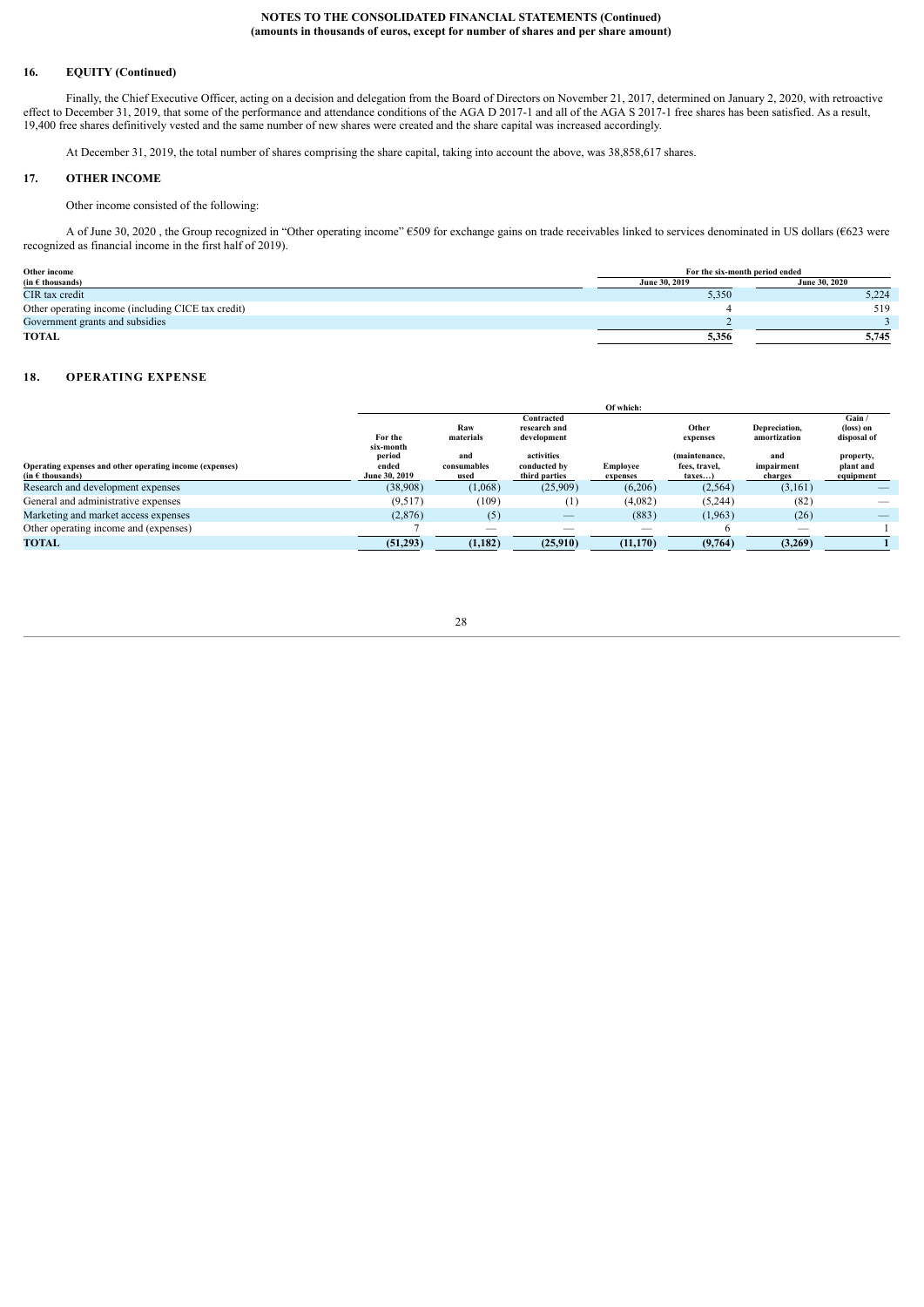**NOTES TO THE CONSOLIDATED FINANCIAL STATEMENTS (Continued)**
**(amounts in thousands of euros, except for number of shares and per share amount)**

## 16. EQUITY (Continued)

Finally, the Chief Executive Officer, acting on a decision and delegation from the Board of Directors on November 21, 2017, determined on January 2, 2020, with retroactive effect to December 31, 2019, that some of the performance and attendance conditions of the AGA D 2017-1 and all of the AGA S 2017-1 free shares has been satisfied. As a result, 19,400 free shares definitively vested and the same number of new shares were created and the share capital was increased accordingly.

At December 31, 2019, the total number of shares comprising the share capital, taking into account the above, was 38,858,617 shares.

## 17. OTHER INCOME

Other income consisted of the following:

A of June 30, 2020 , the Group recognized in "Other operating income" €509 for exchange gains on trade receivables linked to services denominated in US dollars (€623 were recognized as financial income in the first half of 2019).

| Other income (in € thousands) | For the six-month period ended June 30, 2019 | June 30, 2020 |
|---|---|---|
| CIR tax credit | 5,350 | 5,224 |
| Other operating income (including CICE tax credit) | 4 | 519 |
| Government grants and subsidies | 2 | 3 |
| **TOTAL** | **5,356** | **5,745** |

## 18. OPERATING EXPENSE

| | | Of which: | | | | | |
|---|---|---|---|---|---|---|---|
| Operating expenses and other operating income (expenses) (in € thousands) | For the six-month period ended June 30, 2019 | Raw materials and consumables used | Contracted research and development activities conducted by third parties | Employee expenses | Other expenses (maintenance, fees, travel, taxes…) | Depreciation, amortization and impairment charges | Gain / (loss) on disposal of property, plant and equipment |
| Research and development expenses | (38,908) | (1,068) | (25,909) | (6,206) | (2,564) | (3,161) | — |
| General and administrative expenses | (9,517) | (109) | (1) | (4,082) | (5,244) | (82) | — |
| Marketing and market access expenses | (2,876) | (5) | — | (883) | (1,963) | (26) | — |
| Other operating income and (expenses) | 7 | — | — | — | 6 | — | 1 |
| **TOTAL** | **(51,293)** | **(1,182)** | **(25,910)** | **(11,170)** | **(9,764)** | **(3,269)** | **1** |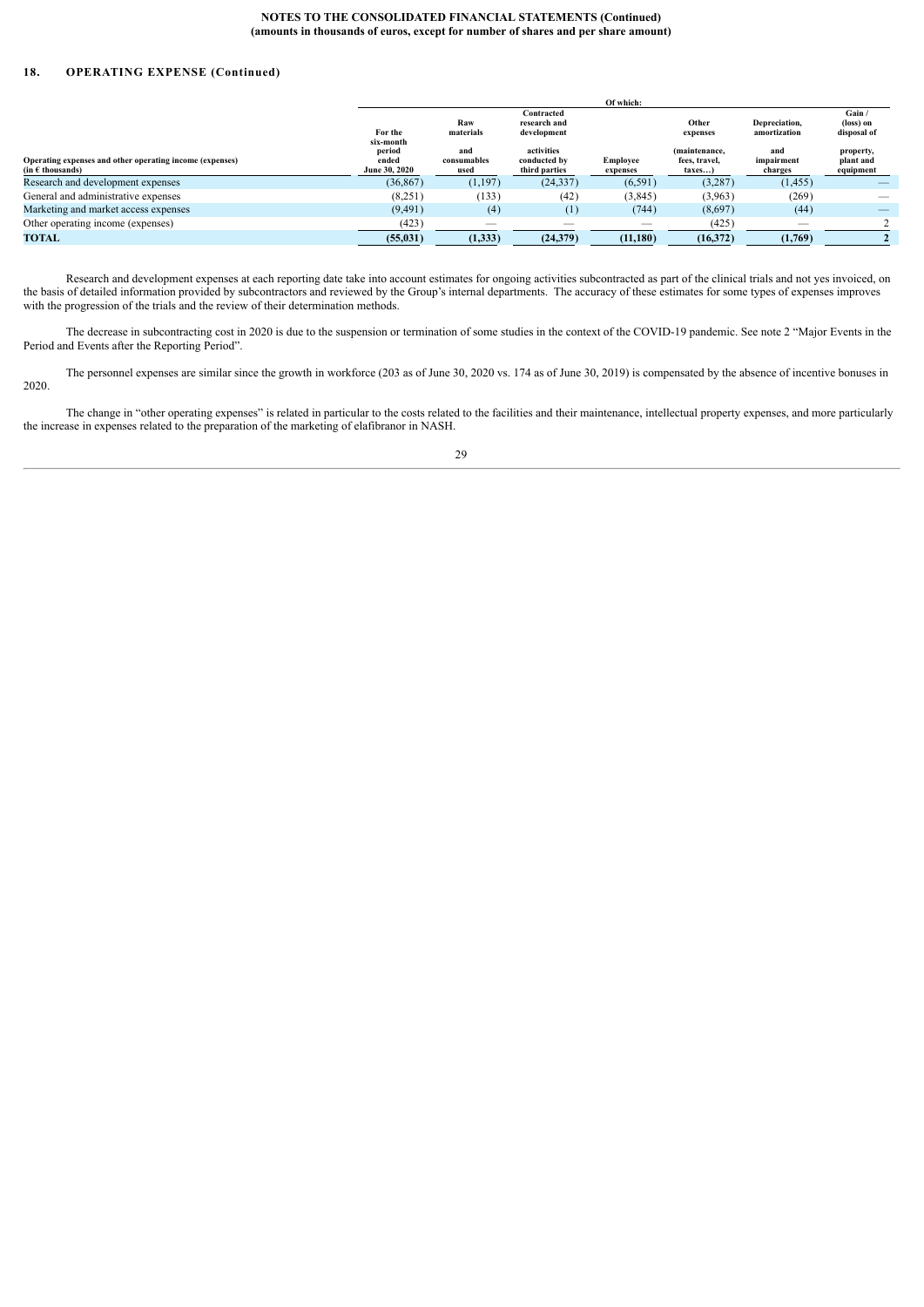## 18. OPERATING EXPENSE (Continued)

| Operating expenses and other operating income (expenses) (in € thousands) | For the six-month period ended June 30, 2020 | Of which: Raw materials and consumables used | Contracted research and development activities conducted by third parties | Employee expenses | Other expenses (maintenance, fees, travel, taxes…) | Depreciation, amortization and impairment charges | Gain / (loss) on disposal of property, plant and equipment |
|---|---|---|---|---|---|---|---|
| Research and development expenses | (36,867) | (1,197) | (24,337) | (6,591) | (3,287) | (1,455) | — |
| General and administrative expenses | (8,251) | (133) | (42) | (3,845) | (3,963) | (269) | — |
| Marketing and market access expenses | (9,491) | (4) | (1) | (744) | (8,697) | (44) | — |
| Other operating income (expenses) | (423) | — | — | — | (425) | — | 2 |
| **TOTAL** | **(55,031)** | **(1,333)** | **(24,379)** | **(11,180)** | **(16,372)** | **(1,769)** | **2** |

Research and development expenses at each reporting date take into account estimates for ongoing activities subcontracted as part of the clinical trials and not yes invoiced, on the basis of detailed information provided by subcontractors and reviewed by the Group's internal departments. The accuracy of these estimates for some types of expenses improves with the progression of the trials and the review of their determination methods.

The decrease in subcontracting cost in 2020 is due to the suspension or termination of some studies in the context of the COVID-19 pandemic. See note 2 "Major Events in the Period and Events after the Reporting Period".

The personnel expenses are similar since the growth in workforce (203 as of June 30, 2020 vs. 174 as of June 30, 2019) is compensated by the absence of incentive bonuses in 2020.

The change in "other operating expenses" is related in particular to the costs related to the facilities and their maintenance, intellectual property expenses, and more particularly the increase in expenses related to the preparation of the marketing of elafibranor in NASH.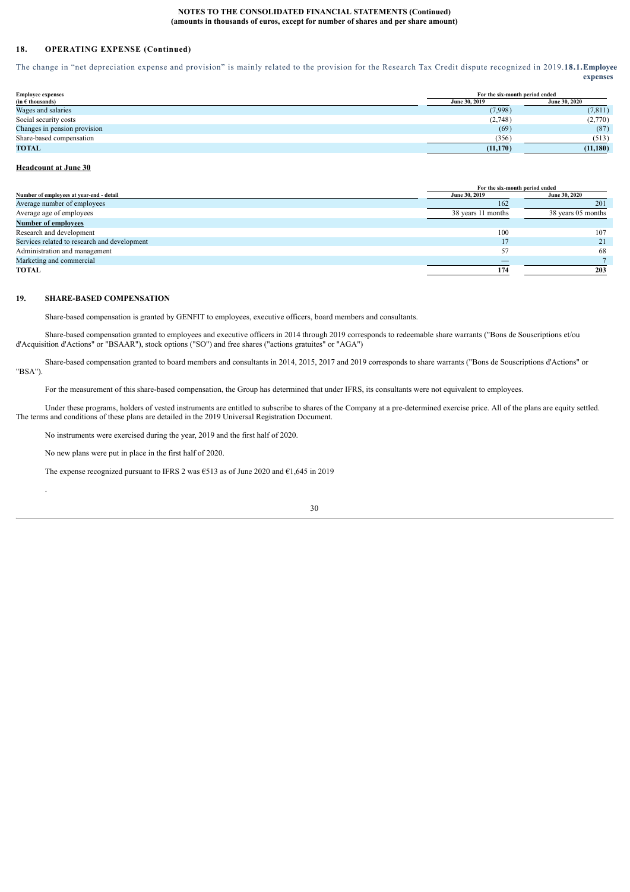**NOTES TO THE CONSOLIDATED FINANCIAL STATEMENTS (Continued)**
**(amounts in thousands of euros, except for number of shares and per share amount)**

## 18. OPERATING EXPENSE (Continued)

The change in "net depreciation expense and provision" is mainly related to the provision for the Research Tax Credit dispute recognized in 2019.

### 18.1. Employee expenses

| Employee expenses (in € thousands) | For the six-month period ended June 30, 2019 | June 30, 2020 |
|---|---|---|
| Wages and salaries | (7,998) | (7,811) |
| Social security costs | (2,748) | (2,770) |
| Changes in pension provision | (69) | (87) |
| Share-based compensation | (356) | (513) |
| **TOTAL** | **(11,170)** | **(11,180)** |

**Headcount at June 30**

| Number of employees at year-end - detail | For the six-month period ended June 30, 2019 | June 30, 2020 |
|---|---|---|
| Average number of employees | 162 | 201 |
| Average age of employees | 38 years 11 months | 38 years 05 months |
| **Number of employees** | | |
| Research and development | 100 | 107 |
| Services related to research and development | 17 | 21 |
| Administration and management | 57 | 68 |
| Marketing and commercial | — | 7 |
| **TOTAL** | **174** | **203** |

## 19. SHARE-BASED COMPENSATION

Share-based compensation is granted by GENFIT to employees, executive officers, board members and consultants.

Share-based compensation granted to employees and executive officers in 2014 through 2019 corresponds to redeemable share warrants ("Bons de Souscriptions et/ou d'Acquisition d'Actions" or "BSAAR"), stock options ("SO") and free shares ("actions gratuites" or "AGA")

Share-based compensation granted to board members and consultants in 2014, 2015, 2017 and 2019 corresponds to share warrants ("Bons de Souscriptions d'Actions" or "BSA").

For the measurement of this share-based compensation, the Group has determined that under IFRS, its consultants were not equivalent to employees.

Under these programs, holders of vested instruments are entitled to subscribe to shares of the Company at a pre-determined exercise price. All of the plans are equity settled. The terms and conditions of these plans are detailed in the 2019 Universal Registration Document.

No instruments were exercised during the year, 2019 and the first half of 2020.

No new plans were put in place in the first half of 2020.

The expense recognized pursuant to IFRS 2 was €513 as of June 2020 and €1,645 in 2019

.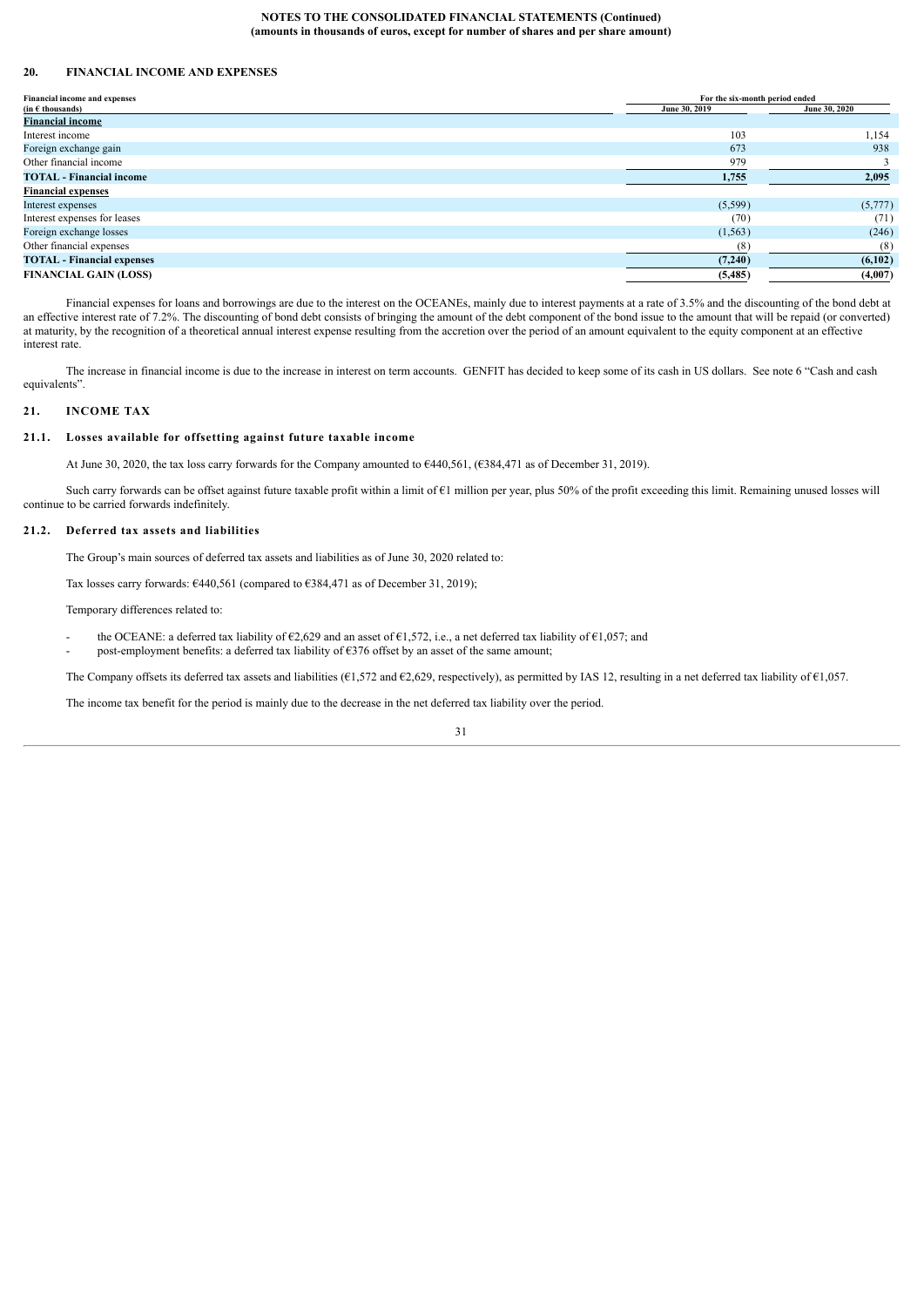**NOTES TO THE CONSOLIDATED FINANCIAL STATEMENTS (Continued)**
**(amounts in thousands of euros, except for number of shares and per share amount)**

## 20. FINANCIAL INCOME AND EXPENSES

| Financial income and expenses (in € thousands) | For the six-month period ended June 30, 2019 | June 30, 2020 |
|---|---|---|
| **Financial income** | | |
| Interest income | 103 | 1,154 |
| Foreign exchange gain | 673 | 938 |
| Other financial income | 979 | 3 |
| **TOTAL - Financial income** | **1,755** | **2,095** |
| **Financial expenses** | | |
| Interest expenses | (5,599) | (5,777) |
| Interest expenses for leases | (70) | (71) |
| Foreign exchange losses | (1,563) | (246) |
| Other financial expenses | (8) | (8) |
| **TOTAL - Financial expenses** | **(7,240)** | **(6,102)** |
| **FINANCIAL GAIN (LOSS)** | **(5,485)** | **(4,007)** |

Financial expenses for loans and borrowings are due to the interest on the OCEANEs, mainly due to interest payments at a rate of 3.5% and the discounting of the bond debt at an effective interest rate of 7.2%. The discounting of bond debt consists of bringing the amount of the debt component of the bond issue to the amount that will be repaid (or converted) at maturity, by the recognition of a theoretical annual interest expense resulting from the accretion over the period of an amount equivalent to the equity component at an effective interest rate.

The increase in financial income is due to the increase in interest on term accounts. GENFIT has decided to keep some of its cash in US dollars. See note 6 "Cash and cash equivalents".

## 21. INCOME TAX

### 21.1. Losses available for offsetting against future taxable income

At June 30, 2020, the tax loss carry forwards for the Company amounted to €440,561, (€384,471 as of December 31, 2019).

Such carry forwards can be offset against future taxable profit within a limit of €1 million per year, plus 50% of the profit exceeding this limit. Remaining unused losses will continue to be carried forwards indefinitely.

### 21.2. Deferred tax assets and liabilities

The Group's main sources of deferred tax assets and liabilities as of June 30, 2020 related to:

Tax losses carry forwards: €440,561 (compared to €384,471 as of December 31, 2019);

Temporary differences related to:

- the OCEANE: a deferred tax liability of €2,629 and an asset of €1,572, i.e., a net deferred tax liability of €1,057; and
- post-employment benefits: a deferred tax liability of €376 offset by an asset of the same amount;

The Company offsets its deferred tax assets and liabilities (€1,572 and €2,629, respectively), as permitted by IAS 12, resulting in a net deferred tax liability of €1,057.

The income tax benefit for the period is mainly due to the decrease in the net deferred tax liability over the period.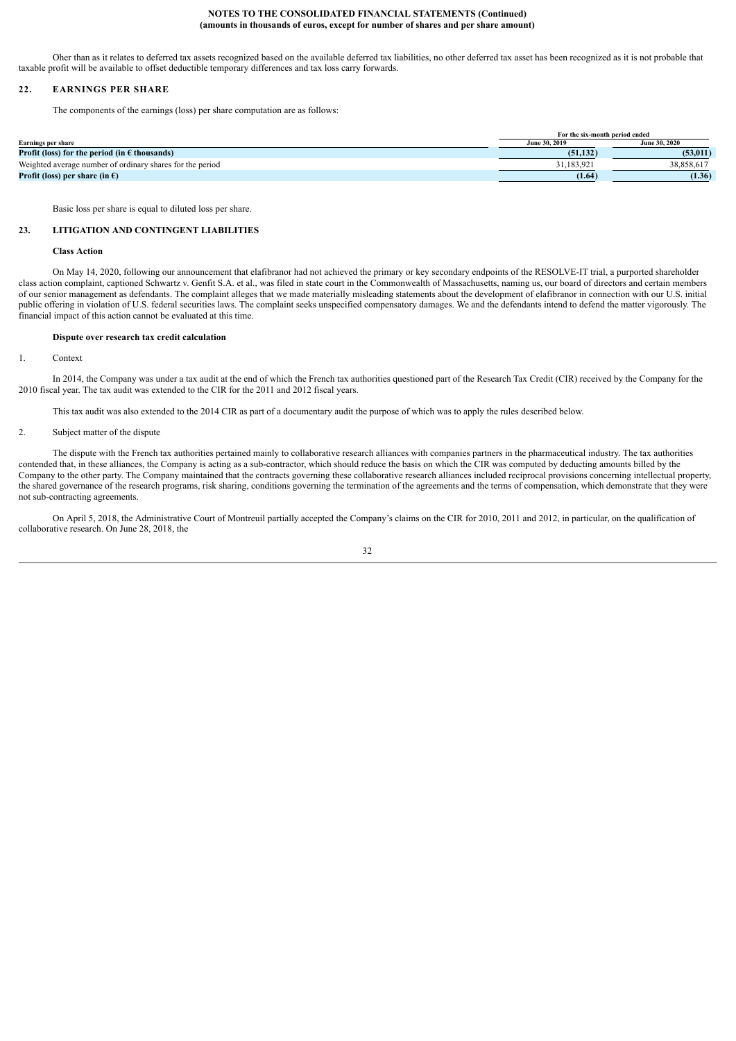Oher than as it relates to deferred tax assets recognized based on the available deferred tax liabilities, no other deferred tax asset has been recognized as it is not probable that taxable profit will be available to offset deductible temporary differences and tax loss carry forwards.

## 22. EARNINGS PER SHARE

The components of the earnings (loss) per share computation are as follows:

| Earnings per share | For the six-month period ended June 30, 2019 | June 30, 2020 |
|---|---|---|
| **Profit (loss) for the period (in € thousands)** | **(51,132)** | **(53,011)** |
| Weighted average number of ordinary shares for the period | 31,183,921 | 38,858,617 |
| **Profit (loss) per share (in €)** | **(1.64)** | **(1.36)** |

Basic loss per share is equal to diluted loss per share.

## 23. LITIGATION AND CONTINGENT LIABILITIES

**Class Action**

On May 14, 2020, following our announcement that elafibranor had not achieved the primary or key secondary endpoints of the RESOLVE-IT trial, a purported shareholder class action complaint, captioned Schwartz v. Genfit S.A. et al., was filed in state court in the Commonwealth of Massachusetts, naming us, our board of directors and certain members of our senior management as defendants. The complaint alleges that we made materially misleading statements about the development of elafibranor in connection with our U.S. initial public offering in violation of U.S. federal securities laws. The complaint seeks unspecified compensatory damages. We and the defendants intend to defend the matter vigorously. The financial impact of this action cannot be evaluated at this time.

**Dispute over research tax credit calculation**

1. Context

In 2014, the Company was under a tax audit at the end of which the French tax authorities questioned part of the Research Tax Credit (CIR) received by the Company for the 2010 fiscal year. The tax audit was extended to the CIR for the 2011 and 2012 fiscal years.

This tax audit was also extended to the 2014 CIR as part of a documentary audit the purpose of which was to apply the rules described below.

2. Subject matter of the dispute

The dispute with the French tax authorities pertained mainly to collaborative research alliances with companies partners in the pharmaceutical industry. The tax authorities contended that, in these alliances, the Company is acting as a sub-contractor, which should reduce the basis on which the CIR was computed by deducting amounts billed by the Company to the other party. The Company maintained that the contracts governing these collaborative research alliances included reciprocal provisions concerning intellectual property, the shared governance of the research programs, risk sharing, conditions governing the termination of the agreements and the terms of compensation, which demonstrate that they were not sub-contracting agreements.

On April 5, 2018, the Administrative Court of Montreuil partially accepted the Company's claims on the CIR for 2010, 2011 and 2012, in particular, on the qualification of collaborative research. On June 28, 2018, the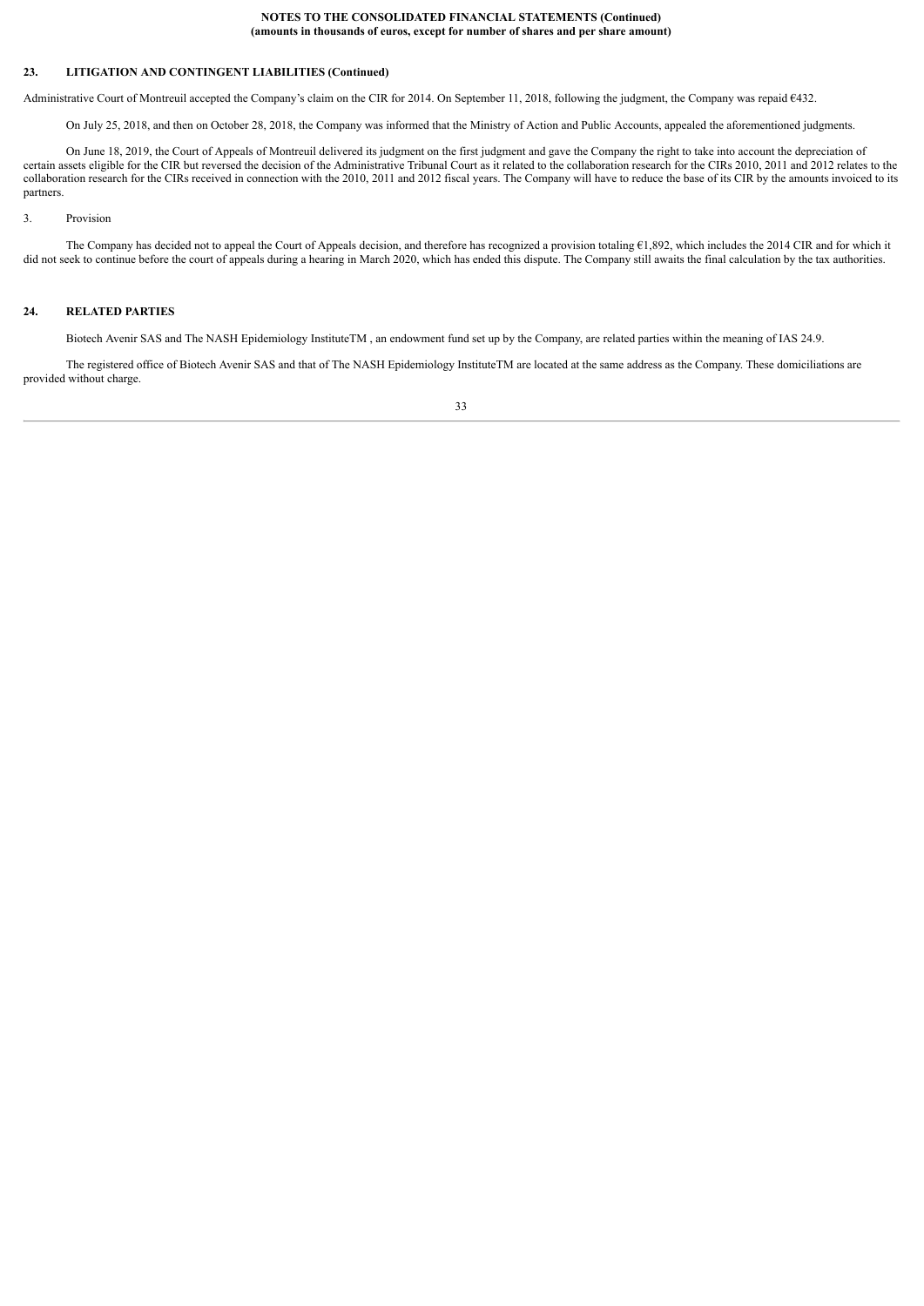## 23. LITIGATION AND CONTINGENT LIABILITIES (Continued)

Administrative Court of Montreuil accepted the Company's claim on the CIR for 2014. On September 11, 2018, following the judgment, the Company was repaid €432.

On July 25, 2018, and then on October 28, 2018, the Company was informed that the Ministry of Action and Public Accounts, appealed the aforementioned judgments.

On June 18, 2019, the Court of Appeals of Montreuil delivered its judgment on the first judgment and gave the Company the right to take into account the depreciation of certain assets eligible for the CIR but reversed the decision of the Administrative Tribunal Court as it related to the collaboration research for the CIRs 2010, 2011 and 2012 relates to the collaboration research for the CIRs received in connection with the 2010, 2011 and 2012 fiscal years. The Company will have to reduce the base of its CIR by the amounts invoiced to its partners.

3. Provision

The Company has decided not to appeal the Court of Appeals decision, and therefore has recognized a provision totaling €1,892, which includes the 2014 CIR and for which it did not seek to continue before the court of appeals during a hearing in March 2020, which has ended this dispute. The Company still awaits the final calculation by the tax authorities.

## 24. RELATED PARTIES

Biotech Avenir SAS and The NASH Epidemiology InstituteTM , an endowment fund set up by the Company, are related parties within the meaning of IAS 24.9.

The registered office of Biotech Avenir SAS and that of The NASH Epidemiology InstituteTM are located at the same address as the Company. These domiciliations are provided without charge.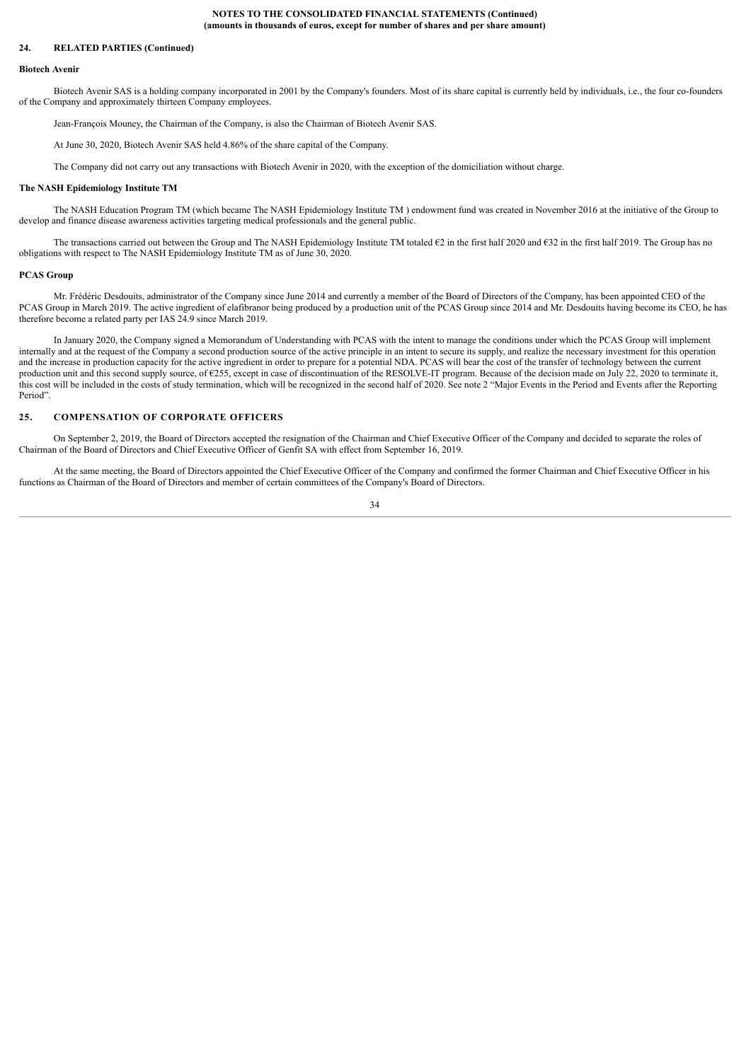## 24. RELATED PARTIES (Continued)

### Biotech Avenir

Biotech Avenir SAS is a holding company incorporated in 2001 by the Company's founders. Most of its share capital is currently held by individuals, i.e., the four co-founders of the Company and approximately thirteen Company employees.

Jean-François Mouney, the Chairman of the Company, is also the Chairman of Biotech Avenir SAS.

At June 30, 2020, Biotech Avenir SAS held 4.86% of the share capital of the Company.

The Company did not carry out any transactions with Biotech Avenir in 2020, with the exception of the domiciliation without charge.

### The NASH Epidemiology Institute TM

The NASH Education Program TM (which became The NASH Epidemiology Institute TM ) endowment fund was created in November 2016 at the initiative of the Group to develop and finance disease awareness activities targeting medical professionals and the general public.

The transactions carried out between the Group and The NASH Epidemiology Institute TM totaled €2 in the first half 2020 and €32 in the first half 2019. The Group has no obligations with respect to The NASH Epidemiology Institute TM as of June 30, 2020.

### PCAS Group

Mr. Frédéric Desdouits, administrator of the Company since June 2014 and currently a member of the Board of Directors of the Company, has been appointed CEO of the PCAS Group in March 2019. The active ingredient of elafibranor being produced by a production unit of the PCAS Group since 2014 and Mr. Desdouits having become its CEO, he has therefore become a related party per IAS 24.9 since March 2019.

In January 2020, the Company signed a Memorandum of Understanding with PCAS with the intent to manage the conditions under which the PCAS Group will implement internally and at the request of the Company a second production source of the active principle in an intent to secure its supply, and realize the necessary investment for this operation and the increase in production capacity for the active ingredient in order to prepare for a potential NDA. PCAS will bear the cost of the transfer of technology between the current production unit and this second supply source, of €255, except in case of discontinuation of the RESOLVE-IT program. Because of the decision made on July 22, 2020 to terminate it, this cost will be included in the costs of study termination, which will be recognized in the second half of 2020. See note 2 "Major Events in the Period and Events after the Reporting Period".

## 25. COMPENSATION OF CORPORATE OFFICERS

On September 2, 2019, the Board of Directors accepted the resignation of the Chairman and Chief Executive Officer of the Company and decided to separate the roles of Chairman of the Board of Directors and Chief Executive Officer of Genfit SA with effect from September 16, 2019.

At the same meeting, the Board of Directors appointed the Chief Executive Officer of the Company and confirmed the former Chairman and Chief Executive Officer in his functions as Chairman of the Board of Directors and member of certain committees of the Company's Board of Directors.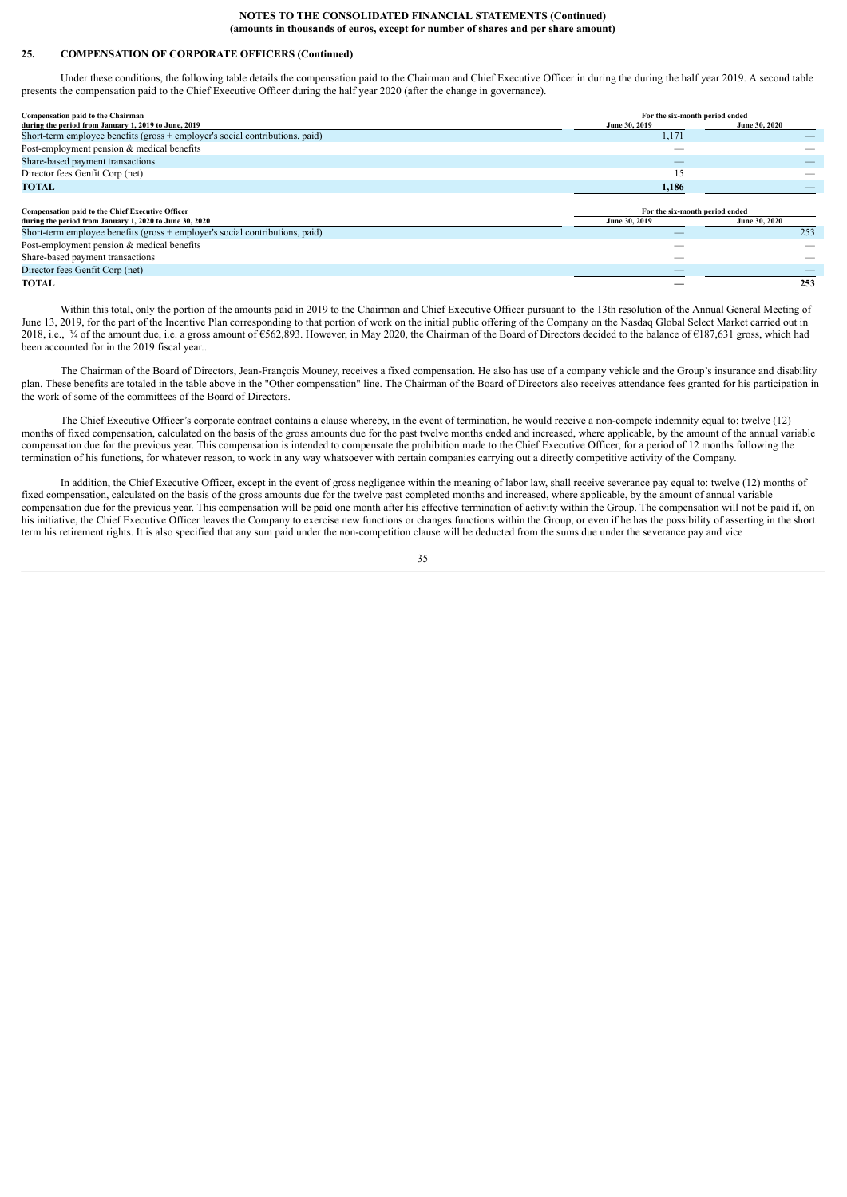**NOTES TO THE CONSOLIDATED FINANCIAL STATEMENTS (Continued)**
**(amounts in thousands of euros, except for number of shares and per share amount)**

## 25. COMPENSATION OF CORPORATE OFFICERS (Continued)

Under these conditions, the following table details the compensation paid to the Chairman and Chief Executive Officer in during the during the half year 2019. A second table presents the compensation paid to the Chief Executive Officer during the half year 2020 (after the change in governance).

| Compensation paid to the Chairman during the period from January 1, 2019 to June, 2019 | For the six-month period ended | |
|---|---|---|
| | June 30, 2019 | June 30, 2020 |
| Short-term employee benefits (gross + employer's social contributions, paid) | 1,171 | — |
| Post-employment pension & medical benefits | — | — |
| Share-based payment transactions | — | — |
| Director fees Genfit Corp (net) | 15 | — |
| **TOTAL** | **1,186** | **—** |

| Compensation paid to the Chief Executive Officer during the period from January 1, 2020 to June 30, 2020 | For the six-month period ended | |
|---|---|---|
| | June 30, 2019 | June 30, 2020 |
| Short-term employee benefits (gross + employer's social contributions, paid) | — | 253 |
| Post-employment pension & medical benefits | — | — |
| Share-based payment transactions | — | — |
| Director fees Genfit Corp (net) | — | — |
| **TOTAL** | **—** | **253** |

Within this total, only the portion of the amounts paid in 2019 to the Chairman and Chief Executive Officer pursuant to the 13th resolution of the Annual General Meeting of June 13, 2019, for the part of the Incentive Plan corresponding to that portion of work on the initial public offering of the Company on the Nasdaq Global Select Market carried out in 2018, i.e., ¾ of the amount due, i.e. a gross amount of €562,893. However, in May 2020, the Chairman of the Board of Directors decided to the balance of €187,631 gross, which had been accounted for in the 2019 fiscal year..

The Chairman of the Board of Directors, Jean-François Mouney, receives a fixed compensation. He also has use of a company vehicle and the Group's insurance and disability plan. These benefits are totaled in the table above in the "Other compensation" line. The Chairman of the Board of Directors also receives attendance fees granted for his participation in the work of some of the committees of the Board of Directors.

The Chief Executive Officer's corporate contract contains a clause whereby, in the event of termination, he would receive a non-compete indemnity equal to: twelve (12) months of fixed compensation, calculated on the basis of the gross amounts due for the past twelve months ended and increased, where applicable, by the amount of the annual variable compensation due for the previous year. This compensation is intended to compensate the prohibition made to the Chief Executive Officer, for a period of 12 months following the termination of his functions, for whatever reason, to work in any way whatsoever with certain companies carrying out a directly competitive activity of the Company.

In addition, the Chief Executive Officer, except in the event of gross negligence within the meaning of labor law, shall receive severance pay equal to: twelve (12) months of fixed compensation, calculated on the basis of the gross amounts due for the twelve past completed months and increased, where applicable, by the amount of annual variable compensation due for the previous year. This compensation will be paid one month after his effective termination of activity within the Group. The compensation will not be paid if, on his initiative, the Chief Executive Officer leaves the Company to exercise new functions or changes functions within the Group, or even if he has the possibility of asserting in the short term his retirement rights. It is also specified that any sum paid under the non-competition clause will be deducted from the sums due under the severance pay and vice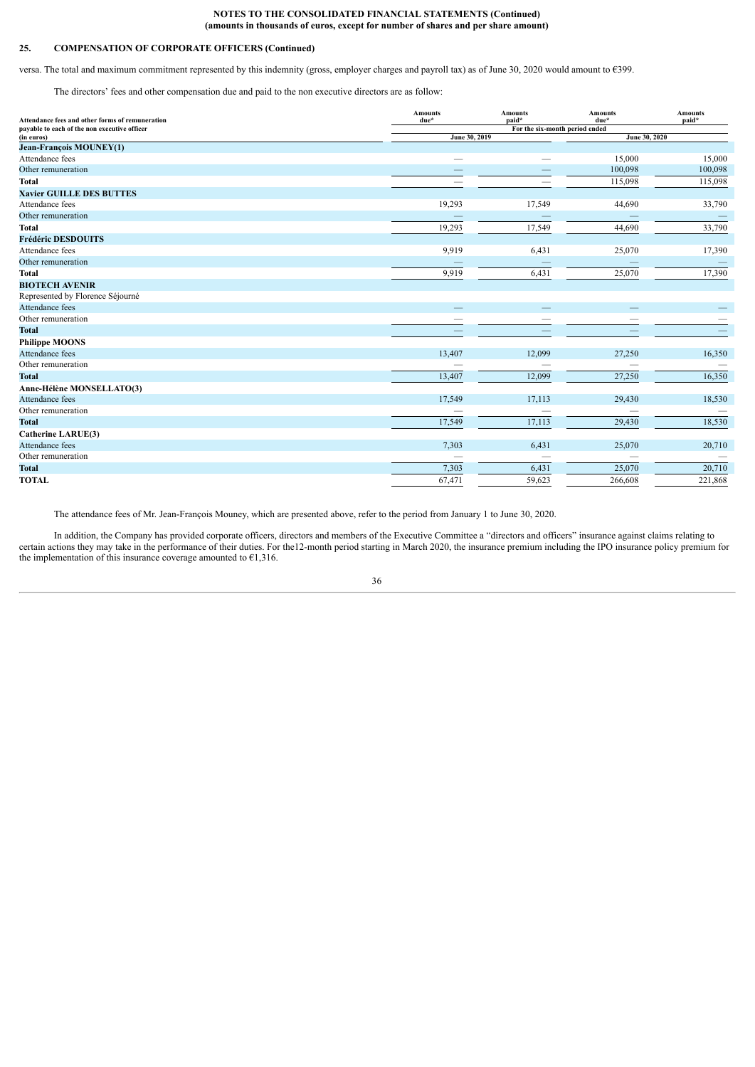**NOTES TO THE CONSOLIDATED FINANCIAL STATEMENTS (Continued)**
**(amounts in thousands of euros, except for number of shares and per share amount)**

## 25. COMPENSATION OF CORPORATE OFFICERS (Continued)

versa. The total and maximum commitment represented by this indemnity (gross, employer charges and payroll tax) as of June 30, 2020 would amount to €399.

The directors' fees and other compensation due and paid to the non executive directors are as follow:

| Attendance fees and other forms of remuneration payable to each of the non executive officer (in euros) | Amounts due* | Amounts paid* | Amounts due* | Amounts paid* |
|---|---|---|---|---|
| | For the six-month period ended | | | |
| | June 30, 2019 | | June 30, 2020 | |
| **Jean-François MOUNEY(1)** | | | | |
| Attendance fees | — | — | 15,000 | 15,000 |
| Other remuneration | — | — | 100,098 | 100,098 |
| **Total** | — | — | 115,098 | 115,098 |
| **Xavier GUILLE DES BUTTES** | | | | |
| Attendance fees | 19,293 | 17,549 | 44,690 | 33,790 |
| Other remuneration | — | — | — | — |
| **Total** | 19,293 | 17,549 | 44,690 | 33,790 |
| **Frédéric DESDOUITS** | | | | |
| Attendance fees | 9,919 | 6,431 | 25,070 | 17,390 |
| Other remuneration | — | — | — | — |
| **Total** | 9,919 | 6,431 | 25,070 | 17,390 |
| **BIOTECH AVENIR** | | | | |
| Represented by Florence Séjourné | | | | |
| Attendance fees | — | — | — | — |
| Other remuneration | — | — | — | — |
| **Total** | — | — | — | — |
| **Philippe MOONS** | | | | |
| Attendance fees | 13,407 | 12,099 | 27,250 | 16,350 |
| Other remuneration | — | — | — | — |
| **Total** | 13,407 | 12,099 | 27,250 | 16,350 |
| **Anne-Hélène MONSELLATO(3)** | | | | |
| Attendance fees | 17,549 | 17,113 | 29,430 | 18,530 |
| Other remuneration | — | — | — | — |
| **Total** | 17,549 | 17,113 | 29,430 | 18,530 |
| **Catherine LARUE(3)** | | | | |
| Attendance fees | 7,303 | 6,431 | 25,070 | 20,710 |
| Other remuneration | — | — | — | — |
| **Total** | 7,303 | 6,431 | 25,070 | 20,710 |
| **TOTAL** | 67,471 | 59,623 | 266,608 | 221,868 |

The attendance fees of Mr. Jean-François Mouney, which are presented above, refer to the period from January 1 to June 30, 2020.

In addition, the Company has provided corporate officers, directors and members of the Executive Committee a "directors and officers" insurance against claims relating to certain actions they may take in the performance of their duties. For the12-month period starting in March 2020, the insurance premium including the IPO insurance policy premium for the implementation of this insurance coverage amounted to €1,316.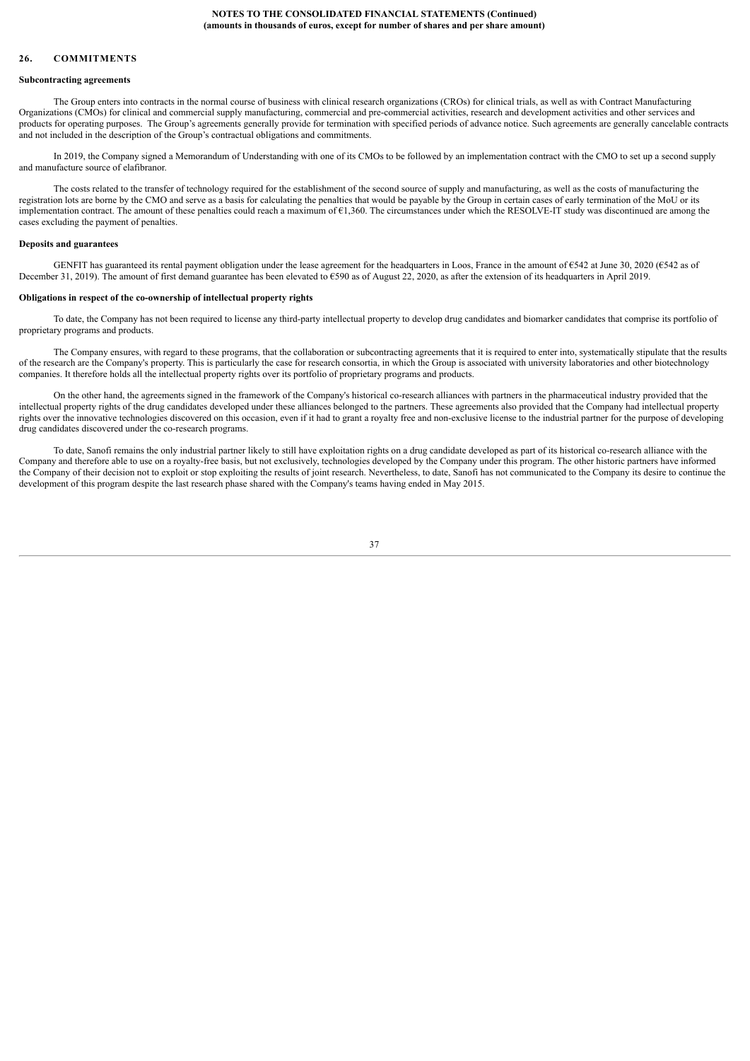## 26. COMMITMENTS

### Subcontracting agreements

The Group enters into contracts in the normal course of business with clinical research organizations (CROs) for clinical trials, as well as with Contract Manufacturing Organizations (CMOs) for clinical and commercial supply manufacturing, commercial and pre-commercial activities, research and development activities and other services and products for operating purposes. The Group's agreements generally provide for termination with specified periods of advance notice. Such agreements are generally cancelable contracts and not included in the description of the Group's contractual obligations and commitments.

In 2019, the Company signed a Memorandum of Understanding with one of its CMOs to be followed by an implementation contract with the CMO to set up a second supply and manufacture source of elafibranor.

The costs related to the transfer of technology required for the establishment of the second source of supply and manufacturing, as well as the costs of manufacturing the registration lots are borne by the CMO and serve as a basis for calculating the penalties that would be payable by the Group in certain cases of early termination of the MoU or its implementation contract. The amount of these penalties could reach a maximum of €1,360. The circumstances under which the RESOLVE-IT study was discontinued are among the cases excluding the payment of penalties.

### Deposits and guarantees

GENFIT has guaranteed its rental payment obligation under the lease agreement for the headquarters in Loos, France in the amount of €542 at June 30, 2020 (€542 as of December 31, 2019). The amount of first demand guarantee has been elevated to €590 as of August 22, 2020, as after the extension of its headquarters in April 2019.

### Obligations in respect of the co-ownership of intellectual property rights

To date, the Company has not been required to license any third-party intellectual property to develop drug candidates and biomarker candidates that comprise its portfolio of proprietary programs and products.

The Company ensures, with regard to these programs, that the collaboration or subcontracting agreements that it is required to enter into, systematically stipulate that the results of the research are the Company's property. This is particularly the case for research consortia, in which the Group is associated with university laboratories and other biotechnology companies. It therefore holds all the intellectual property rights over its portfolio of proprietary programs and products.

On the other hand, the agreements signed in the framework of the Company's historical co-research alliances with partners in the pharmaceutical industry provided that the intellectual property rights of the drug candidates developed under these alliances belonged to the partners. These agreements also provided that the Company had intellectual property rights over the innovative technologies discovered on this occasion, even if it had to grant a royalty free and non-exclusive license to the industrial partner for the purpose of developing drug candidates discovered under the co-research programs.

To date, Sanofi remains the only industrial partner likely to still have exploitation rights on a drug candidate developed as part of its historical co-research alliance with the Company and therefore able to use on a royalty-free basis, but not exclusively, technologies developed by the Company under this program. The other historic partners have informed the Company of their decision not to exploit or stop exploiting the results of joint research. Nevertheless, to date, Sanofi has not communicated to the Company its desire to continue the development of this program despite the last research phase shared with the Company's teams having ended in May 2015.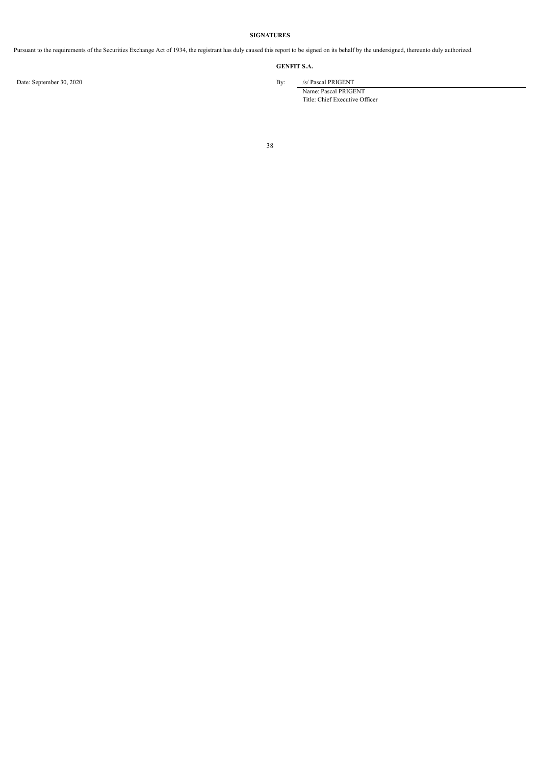**SIGNATURES**

Pursuant to the requirements of the Securities Exchange Act of 1934, the registrant has duly caused this report to be signed on its behalf by the undersigned, thereunto duly authorized.

**GENFIT S.A.**

Date: September 30, 2020

By: /s/ Pascal PRIGENT

Name: Pascal PRIGENT

Title: Chief Executive Officer